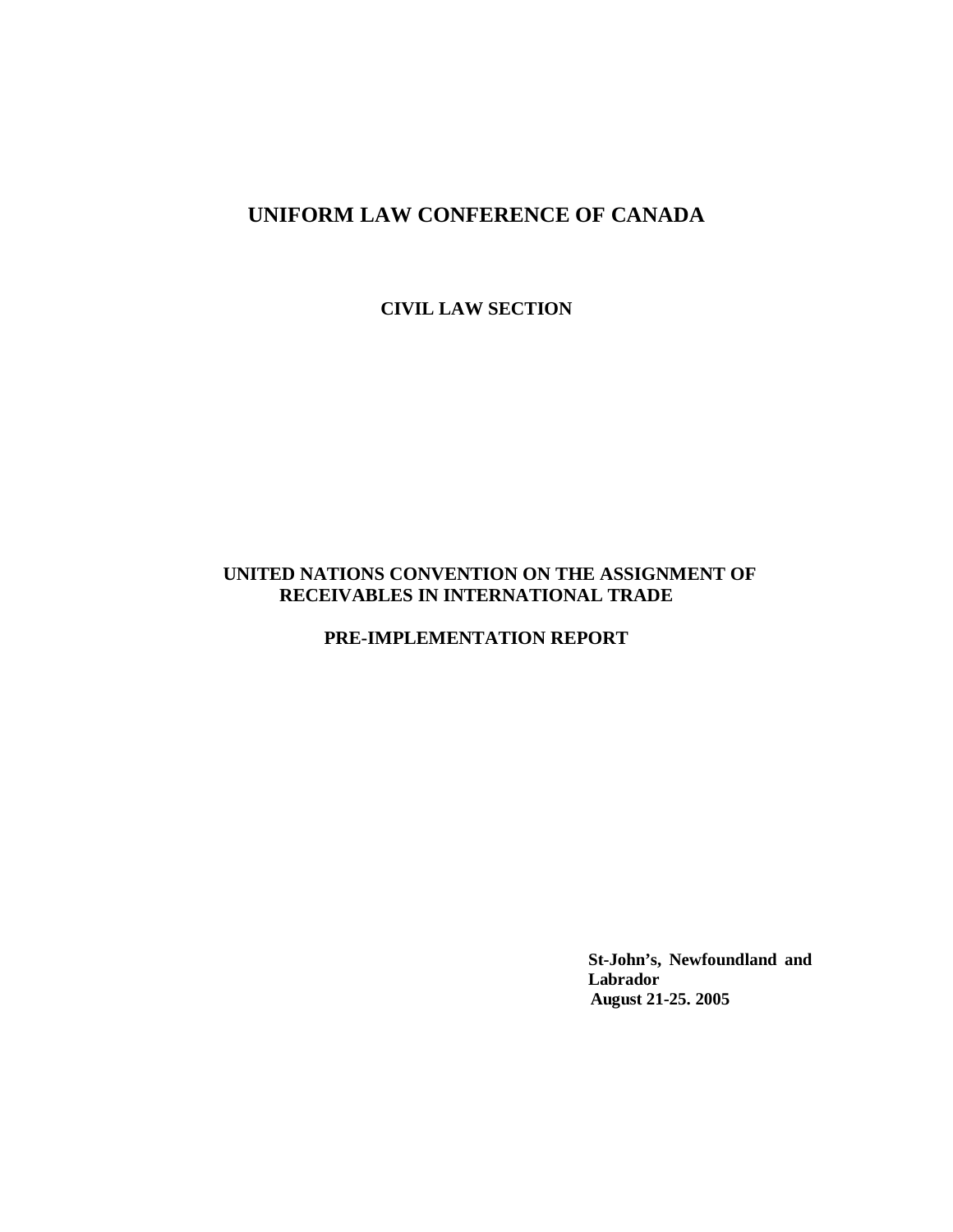# UNIFORM LAW CONFERENCE OF CANADA

## CIVIL LAW SECTION

## UNITED NATIONS CONVENTION ON THE ASSIGNMENT OF RECEIVABLES IN INTERNATIONAL TRADE

## PRE-IMPLEMENTATION REPORT

**St-John's, Newfoundland and Labrador**
**August 21-25. 2005**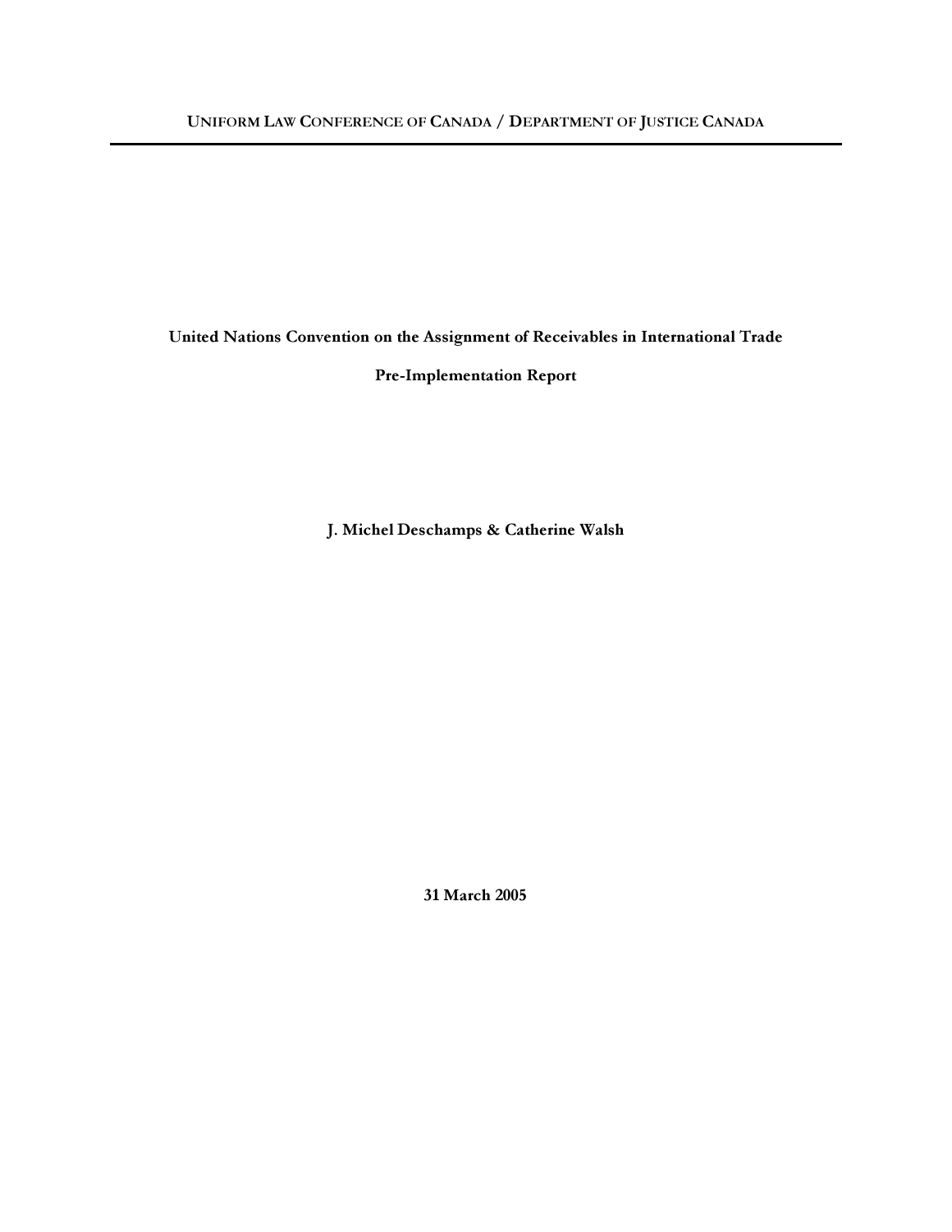UNIFORM LAW CONFERENCE OF CANADA / DEPARTMENT OF JUSTICE CANADA

# United Nations Convention on the Assignment of Receivables in International Trade

## Pre-Implementation Report

**J. Michel Deschamps & Catherine Walsh**

**31 March 2005**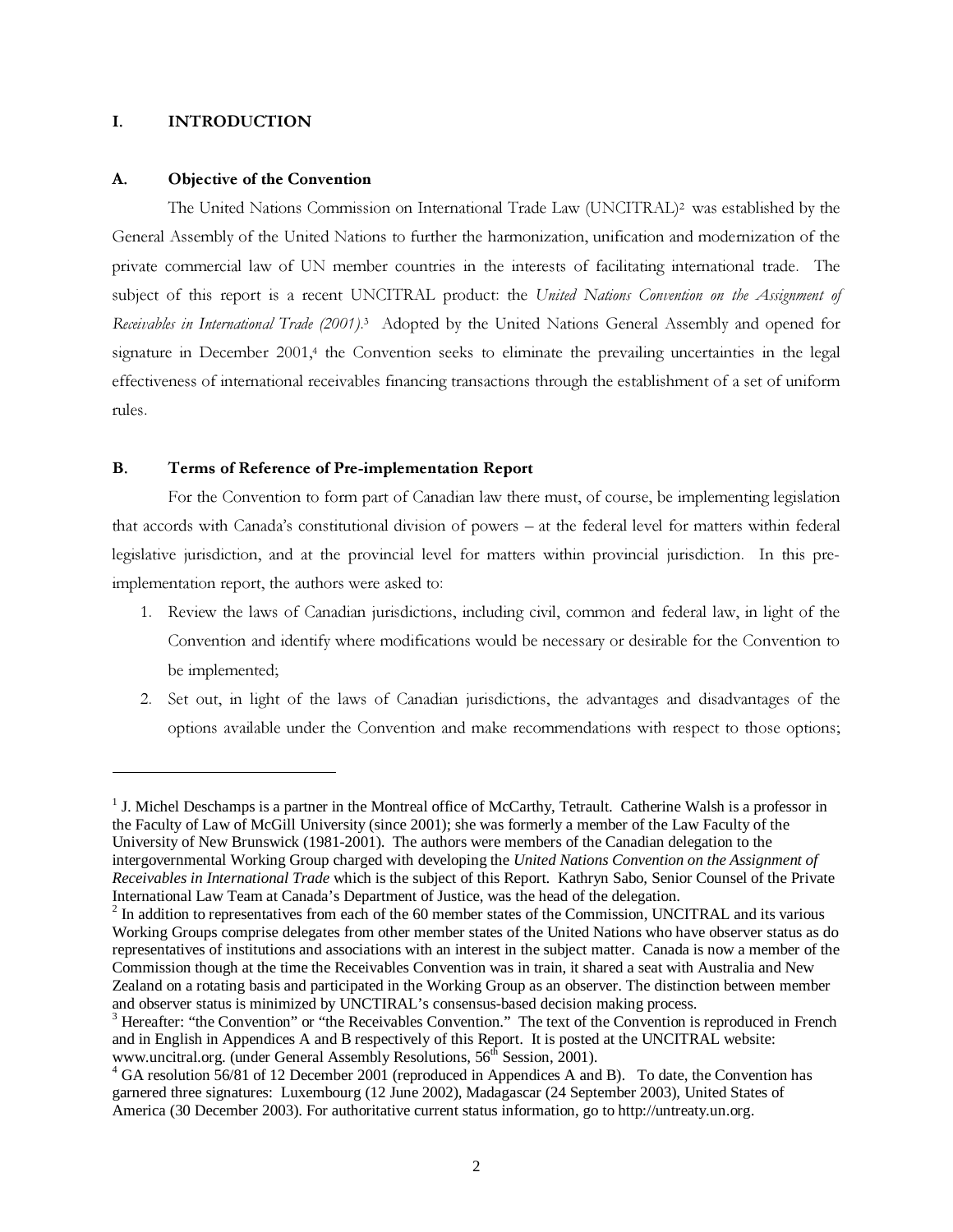## I. INTRODUCTION

### A. Objective of the Convention

The United Nations Commission on International Trade Law (UNCITRAL)[2] was established by the General Assembly of the United Nations to further the harmonization, unification and modernization of the private commercial law of UN member countries in the interests of facilitating international trade. The subject of this report is a recent UNCITRAL product: the *United Nations Convention on the Assignment of Receivables in International Trade (2001)*.[3] Adopted by the United Nations General Assembly and opened for signature in December 2001,[4] the Convention seeks to eliminate the prevailing uncertainties in the legal effectiveness of international receivables financing transactions through the establishment of a set of uniform rules.

### B. Terms of Reference of Pre-implementation Report

For the Convention to form part of Canadian law there must, of course, be implementing legislation that accords with Canada's constitutional division of powers – at the federal level for matters within federal legislative jurisdiction, and at the provincial level for matters within provincial jurisdiction. In this pre-implementation report, the authors were asked to:

1. Review the laws of Canadian jurisdictions, including civil, common and federal law, in light of the Convention and identify where modifications would be necessary or desirable for the Convention to be implemented;
2. Set out, in light of the laws of Canadian jurisdictions, the advantages and disadvantages of the options available under the Convention and make recommendations with respect to those options;

---

[1] J. Michel Deschamps is a partner in the Montreal office of McCarthy, Tetrault. Catherine Walsh is a professor in the Faculty of Law of McGill University (since 2001); she was formerly a member of the Law Faculty of the University of New Brunswick (1981-2001). The authors were members of the Canadian delegation to the intergovernmental Working Group charged with developing the *United Nations Convention on the Assignment of Receivables in International Trade* which is the subject of this Report. Kathryn Sabo, Senior Counsel of the Private International Law Team at Canada's Department of Justice, was the head of the delegation.

[2] In addition to representatives from each of the 60 member states of the Commission, UNCITRAL and its various Working Groups comprise delegates from other member states of the United Nations who have observer status as do representatives of institutions and associations with an interest in the subject matter. Canada is now a member of the Commission though at the time the Receivables Convention was in train, it shared a seat with Australia and New Zealand on a rotating basis and participated in the Working Group as an observer. The distinction between member and observer status is minimized by UNCTIRAL's consensus-based decision making process.

[3] Hereafter: "the Convention" or "the Receivables Convention." The text of the Convention is reproduced in French and in English in Appendices A and B respectively of this Report. It is posted at the UNCITRAL website: www.uncitral.org. (under General Assembly Resolutions, 56th Session, 2001).

[4] GA resolution 56/81 of 12 December 2001 (reproduced in Appendices A and B). To date, the Convention has garnered three signatures: Luxembourg (12 June 2002), Madagascar (24 September 2003), United States of America (30 December 2003). For authoritative current status information, go to http://untreaty.un.org.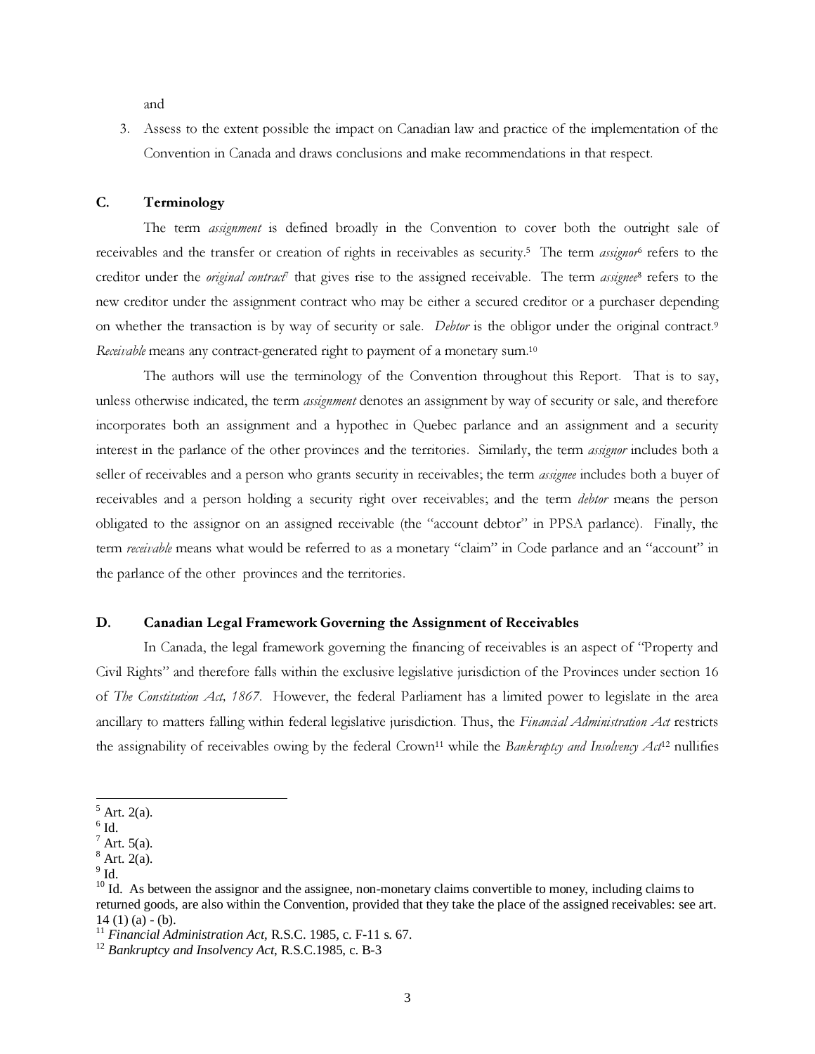and

3. Assess to the extent possible the impact on Canadian law and practice of the implementation of the Convention in Canada and draws conclusions and make recommendations in that respect.

### C. Terminology

The term *assignment* is defined broadly in the Convention to cover both the outright sale of receivables and the transfer or creation of rights in receivables as security.[5] The term *assignor*[6] refers to the creditor under the *original contract*[7] that gives rise to the assigned receivable. The term *assignee*[8] refers to the new creditor under the assignment contract who may be either a secured creditor or a purchaser depending on whether the transaction is by way of security or sale. *Debtor* is the obligor under the original contract.[9] *Receivable* means any contract-generated right to payment of a monetary sum.[10]

The authors will use the terminology of the Convention throughout this Report. That is to say, unless otherwise indicated, the term *assignment* denotes an assignment by way of security or sale, and therefore incorporates both an assignment and a hypothec in Quebec parlance and an assignment and a security interest in the parlance of the other provinces and the territories. Similarly, the term *assignor* includes both a seller of receivables and a person who grants security in receivables; the term *assignee* includes both a buyer of receivables and a person holding a security right over receivables; and the term *debtor* means the person obligated to the assignor on an assigned receivable (the "account debtor" in PPSA parlance). Finally, the term *receivable* means what would be referred to as a monetary "claim" in Code parlance and an "account" in the parlance of the other provinces and the territories.

### D. Canadian Legal Framework Governing the Assignment of Receivables

In Canada, the legal framework governing the financing of receivables is an aspect of "Property and Civil Rights" and therefore falls within the exclusive legislative jurisdiction of the Provinces under section 16 of *The Constitution Act, 1867.* However, the federal Parliament has a limited power to legislate in the area ancillary to matters falling within federal legislative jurisdiction. Thus, the *Financial Administration Act* restricts the assignability of receivables owing by the federal Crown[11] while the *Bankruptcy and Insolvency Act*[12] nullifies

---

[5] Art. 2(a).

[6] Id.

[7] Art. 5(a).

[8] Art. 2(a).

[9] Id.

[10] Id. As between the assignor and the assignee, non-monetary claims convertible to money, including claims to returned goods, are also within the Convention, provided that they take the place of the assigned receivables: see art. 14 (1) (a) - (b).

[11] *Financial Administration Act*, R.S.C. 1985, c. F-11 s. 67.

[12] *Bankruptcy and Insolvency Act*, R.S.C.1985, c. B-3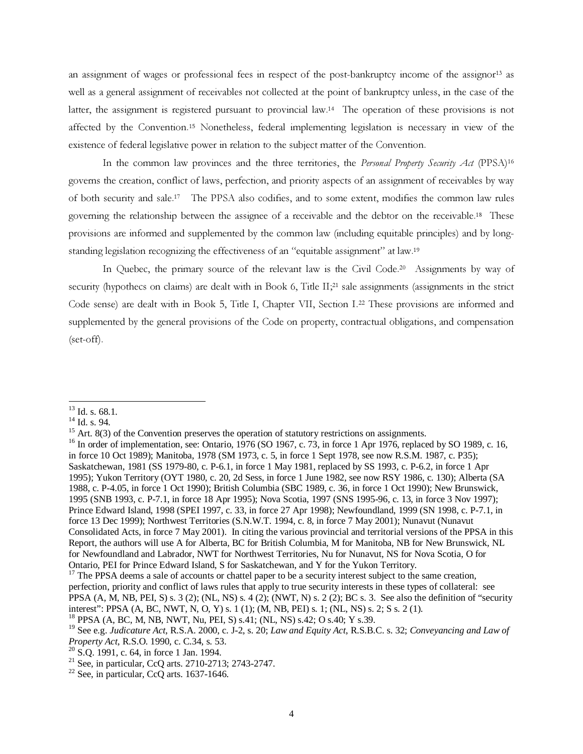an assignment of wages or professional fees in respect of the post-bankruptcy income of the assignor[13] as well as a general assignment of receivables not collected at the point of bankruptcy unless, in the case of the latter, the assignment is registered pursuant to provincial law.[14] The operation of these provisions is not affected by the Convention.[15] Nonetheless, federal implementing legislation is necessary in view of the existence of federal legislative power in relation to the subject matter of the Convention.

In the common law provinces and the three territories, the *Personal Property Security Act* (PPSA)[16] governs the creation, conflict of laws, perfection, and priority aspects of an assignment of receivables by way of both security and sale.[17] The PPSA also codifies, and to some extent, modifies the common law rules governing the relationship between the assignee of a receivable and the debtor on the receivable.[18] These provisions are informed and supplemented by the common law (including equitable principles) and by long-standing legislation recognizing the effectiveness of an "equitable assignment" at law.[19]

In Quebec, the primary source of the relevant law is the Civil Code.[20] Assignments by way of security (hypothecs on claims) are dealt with in Book 6, Title II;[21] sale assignments (assignments in the strict Code sense) are dealt with in Book 5, Title I, Chapter VII, Section I.[22] These provisions are informed and supplemented by the general provisions of the Code on property, contractual obligations, and compensation (set-off).

---

[13] Id. s. 68.1.

[14] Id. s. 94.

[15] Art. 8(3) of the Convention preserves the operation of statutory restrictions on assignments.

[16] In order of implementation, see: Ontario, 1976 (SO 1967, c. 73, in force 1 Apr 1976, replaced by SO 1989, c. 16, in force 10 Oct 1989); Manitoba, 1978 (SM 1973, c. 5, in force 1 Sept 1978, see now R.S.M. 1987, c. P35); Saskatchewan, 1981 (SS 1979-80, c. P-6.1, in force 1 May 1981, replaced by SS 1993, c. P-6.2, in force 1 Apr 1995); Yukon Territory (OYT 1980, c. 20, 2d Sess, in force 1 June 1982, see now RSY 1986, c. 130); Alberta (SA 1988, c. P-4.05, in force 1 Oct 1990); British Columbia (SBC 1989, c. 36, in force 1 Oct 1990); New Brunswick, 1995 (SNB 1993, c. P-7.1, in force 18 Apr 1995); Nova Scotia, 1997 (SNS 1995-96, c. 13, in force 3 Nov 1997); Prince Edward Island, 1998 (SPEI 1997, c. 33, in force 27 Apr 1998); Newfoundland, 1999 (SN 1998, c. P-7.1, in force 13 Dec 1999); Northwest Territories (S.N.W.T. 1994, c. 8, in force 7 May 2001); Nunavut (Nunavut Consolidated Acts, in force 7 May 2001). In citing the various provincial and territorial versions of the PPSA in this Report, the authors will use A for Alberta, BC for British Columbia, M for Manitoba, NB for New Brunswick, NL for Newfoundland and Labrador, NWT for Northwest Territories, Nu for Nunavut, NS for Nova Scotia, O for Ontario, PEI for Prince Edward Island, S for Saskatchewan, and Y for the Yukon Territory.

[17] The PPSA deems a sale of accounts or chattel paper to be a security interest subject to the same creation, perfection, priority and conflict of laws rules that apply to true security interests in these types of collateral: see PPSA (A, M, NB, PEI, S) s. 3 (2); (NL, NS) s. 4 (2); (NWT, N) s. 2 (2); BC s. 3. See also the definition of "security interest": PPSA (A, BC, NWT, N, O, Y) s. 1 (1); (M, NB, PEI) s. 1; (NL, NS) s. 2; S s. 2 (1).

[18] PPSA (A, BC, M, NB, NWT, Nu, PEI, S) s.41; (NL, NS) s.42; O s.40; Y s.39.

[19] See e.g. *Judicature Act*, R.S.A. 2000, c. J-2, s. 20; *Law and Equity Act*, R.S.B.C. s. 32; *Conveyancing and Law of Property Act*, R.S.O. 1990, c. C.34, s. 53.

[20] S.Q. 1991, c. 64, in force 1 Jan. 1994.

[21] See, in particular, CcQ arts. 2710-2713; 2743-2747.

[22] See, in particular, CcQ arts. 1637-1646.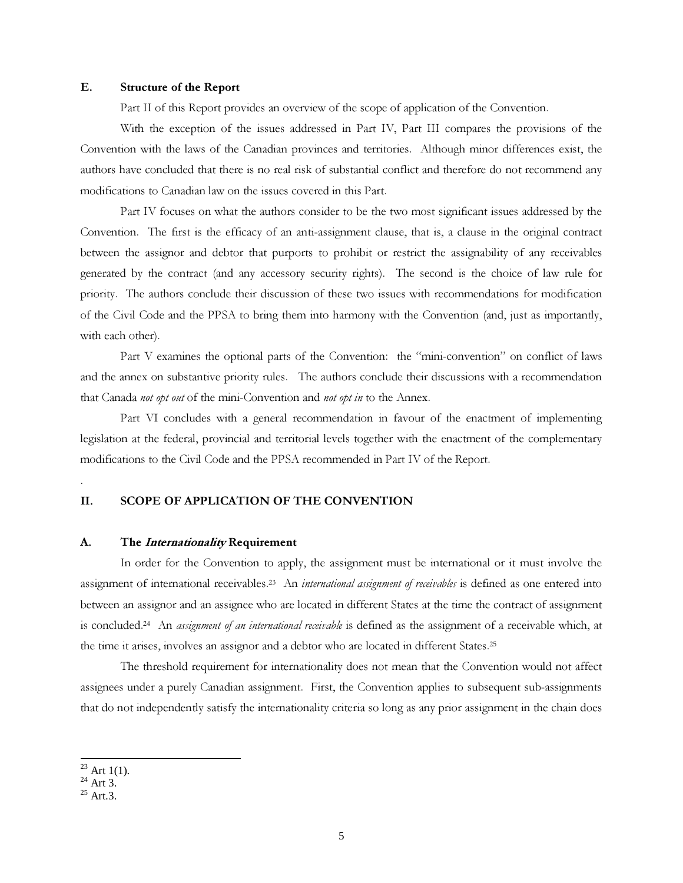## E. Structure of the Report

Part II of this Report provides an overview of the scope of application of the Convention.

With the exception of the issues addressed in Part IV, Part III compares the provisions of the Convention with the laws of the Canadian provinces and territories. Although minor differences exist, the authors have concluded that there is no real risk of substantial conflict and therefore do not recommend any modifications to Canadian law on the issues covered in this Part.

Part IV focuses on what the authors consider to be the two most significant issues addressed by the Convention. The first is the efficacy of an anti-assignment clause, that is, a clause in the original contract between the assignor and debtor that purports to prohibit or restrict the assignability of any receivables generated by the contract (and any accessory security rights). The second is the choice of law rule for priority. The authors conclude their discussion of these two issues with recommendations for modification of the Civil Code and the PPSA to bring them into harmony with the Convention (and, just as importantly, with each other).

Part V examines the optional parts of the Convention: the "mini-convention" on conflict of laws and the annex on substantive priority rules. The authors conclude their discussions with a recommendation that Canada *not opt out* of the mini-Convention and *not opt in* to the Annex.

Part VI concludes with a general recommendation in favour of the enactment of implementing legislation at the federal, provincial and territorial levels together with the enactment of the complementary modifications to the Civil Code and the PPSA recommended in Part IV of the Report.

.

# II. SCOPE OF APPLICATION OF THE CONVENTION

## A. The *Internationality* Requirement

In order for the Convention to apply, the assignment must be international or it must involve the assignment of international receivables.[23] An *international assignment of receivables* is defined as one entered into between an assignor and an assignee who are located in different States at the time the contract of assignment is concluded.[24] An *assignment of an international receivable* is defined as the assignment of a receivable which, at the time it arises, involves an assignor and a debtor who are located in different States.[25]

The threshold requirement for internationality does not mean that the Convention would not affect assignees under a purely Canadian assignment. First, the Convention applies to subsequent sub-assignments that do not independently satisfy the internationality criteria so long as any prior assignment in the chain does

---

[23] Art 1(1).
[24] Art 3.
[25] Art.3.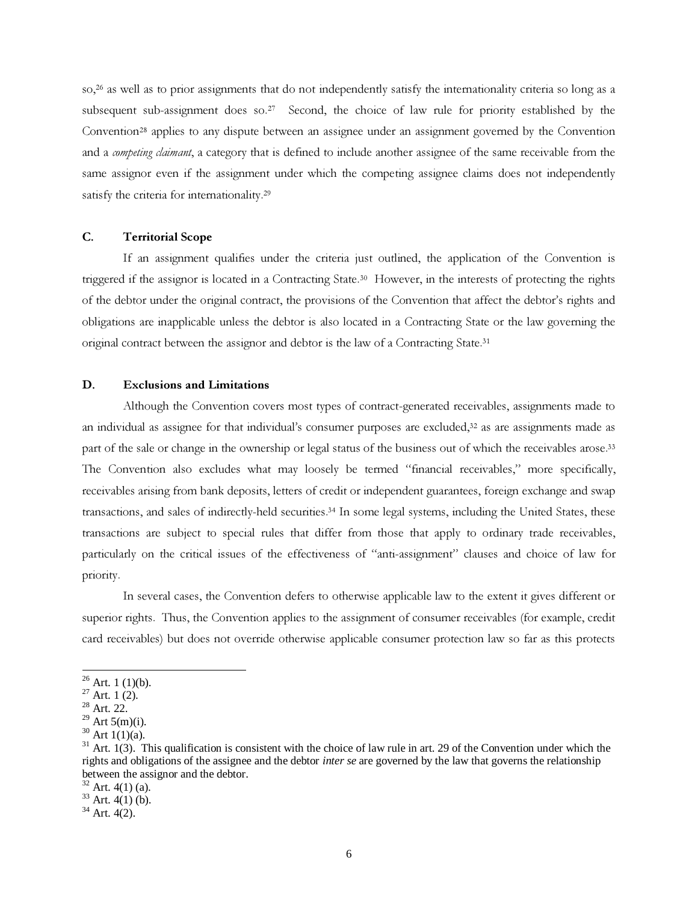so,[26] as well as to prior assignments that do not independently satisfy the internationality criteria so long as a subsequent sub-assignment does so.[27] Second, the choice of law rule for priority established by the Convention[28] applies to any dispute between an assignee under an assignment governed by the Convention and a *competing claimant*, a category that is defined to include another assignee of the same receivable from the same assignor even if the assignment under which the competing assignee claims does not independently satisfy the criteria for internationality.[29]

### C. Territorial Scope

If an assignment qualifies under the criteria just outlined, the application of the Convention is triggered if the assignor is located in a Contracting State.[30] However, in the interests of protecting the rights of the debtor under the original contract, the provisions of the Convention that affect the debtor's rights and obligations are inapplicable unless the debtor is also located in a Contracting State or the law governing the original contract between the assignor and debtor is the law of a Contracting State.[31]

### D. Exclusions and Limitations

Although the Convention covers most types of contract-generated receivables, assignments made to an individual as assignee for that individual's consumer purposes are excluded,[32] as are assignments made as part of the sale or change in the ownership or legal status of the business out of which the receivables arose.[33] The Convention also excludes what may loosely be termed "financial receivables," more specifically, receivables arising from bank deposits, letters of credit or independent guarantees, foreign exchange and swap transactions, and sales of indirectly-held securities.[34] In some legal systems, including the United States, these transactions are subject to special rules that differ from those that apply to ordinary trade receivables, particularly on the critical issues of the effectiveness of "anti-assignment" clauses and choice of law for priority.

In several cases, the Convention defers to otherwise applicable law to the extent it gives different or superior rights. Thus, the Convention applies to the assignment of consumer receivables (for example, credit card receivables) but does not override otherwise applicable consumer protection law so far as this protects

---

[26] Art. 1 (1)(b).

[27] Art. 1 (2).

[28] Art. 22.

[29] Art 5(m)(i).

[30] Art 1(1)(a).

[31] Art. 1(3). This qualification is consistent with the choice of law rule in art. 29 of the Convention under which the rights and obligations of the assignee and the debtor *inter se* are governed by the law that governs the relationship between the assignor and the debtor.

[32] Art. 4(1) (a).

[33] Art. 4(1) (b).

[34] Art. 4(2).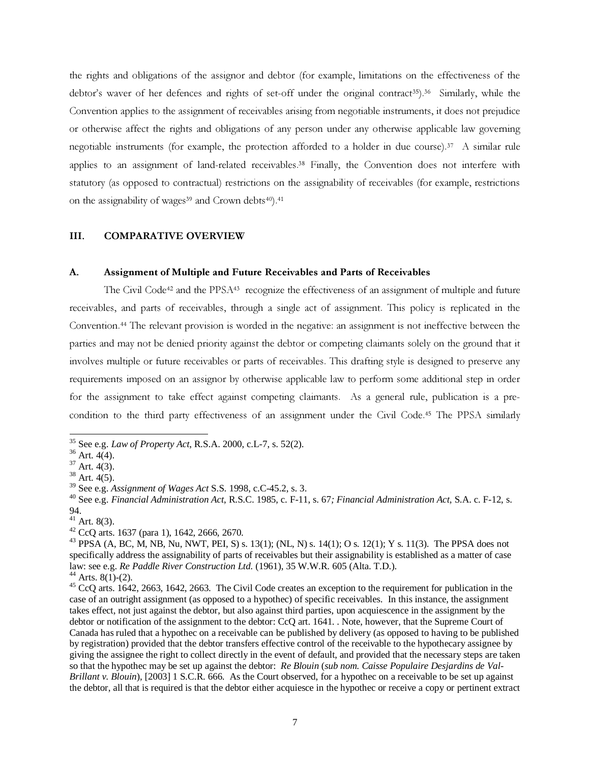the rights and obligations of the assignor and debtor (for example, limitations on the effectiveness of the debtor's waver of her defences and rights of set-off under the original contract[35]).[36] Similarly, while the Convention applies to the assignment of receivables arising from negotiable instruments, it does not prejudice or otherwise affect the rights and obligations of any person under any otherwise applicable law governing negotiable instruments (for example, the protection afforded to a holder in due course).[37] A similar rule applies to an assignment of land-related receivables.[38] Finally, the Convention does not interfere with statutory (as opposed to contractual) restrictions on the assignability of receivables (for example, restrictions on the assignability of wages[39] and Crown debts[40]).[41]

## III. COMPARATIVE OVERVIEW

### A. Assignment of Multiple and Future Receivables and Parts of Receivables

The Civil Code[42] and the PPSA[43] recognize the effectiveness of an assignment of multiple and future receivables, and parts of receivables, through a single act of assignment. This policy is replicated in the Convention.[44] The relevant provision is worded in the negative: an assignment is not ineffective between the parties and may not be denied priority against the debtor or competing claimants solely on the ground that it involves multiple or future receivables or parts of receivables. This drafting style is designed to preserve any requirements imposed on an assignor by otherwise applicable law to perform some additional step in order for the assignment to take effect against competing claimants. As a general rule, publication is a pre-condition to the third party effectiveness of an assignment under the Civil Code.[45] The PPSA similarly

---

[35] See e.g. *Law of Property Act*, R.S.A. 2000, c.L-7, s. 52(2).

[36] Art. 4(4).

[37] Art. 4(3).

[38] Art. 4(5).

[39] See e.g. *Assignment of Wages Act* S.S. 1998, c.C-45.2, s. 3.

[40] See e.g. *Financial Administration Act*, R.S.C. 1985, c. F-11, s. 67*; Financial Administration Act*, S.A. c. F-12, s. 94.

[41] Art. 8(3).

[42] CcQ arts. 1637 (para 1), 1642, 2666, 2670.

[43] PPSA (A, BC, M, NB, Nu, NWT, PEI, S) s. 13(1); (NL, N) s. 14(1); O s. 12(1); Y s. 11(3). The PPSA does not specifically address the assignability of parts of receivables but their assignability is established as a matter of case law: see e.g. *Re Paddle River Construction Ltd.* (1961), 35 W.W.R. 605 (Alta. T.D.).

[44] Arts. 8(1)-(2).

[45] CcQ arts. 1642, 2663, 1642, 2663. The Civil Code creates an exception to the requirement for publication in the case of an outright assignment (as opposed to a hypothec) of specific receivables. In this instance, the assignment takes effect, not just against the debtor, but also against third parties, upon acquiescence in the assignment by the debtor or notification of the assignment to the debtor: CcQ art. 1641. . Note, however, that the Supreme Court of Canada has ruled that a hypothec on a receivable can be published by delivery (as opposed to having to be published by registration) provided that the debtor transfers effective control of the receivable to the hypothecary assignee by giving the assignee the right to collect directly in the event of default, and provided that the necessary steps are taken so that the hypothec may be set up against the debtor: *Re Blouin* (*sub nom. Caisse Populaire Desjardins de Val-Brillant v. Blouin*), [2003] 1 S.C.R. 666. As the Court observed, for a hypothec on a receivable to be set up against the debtor, all that is required is that the debtor either acquiesce in the hypothec or receive a copy or pertinent extract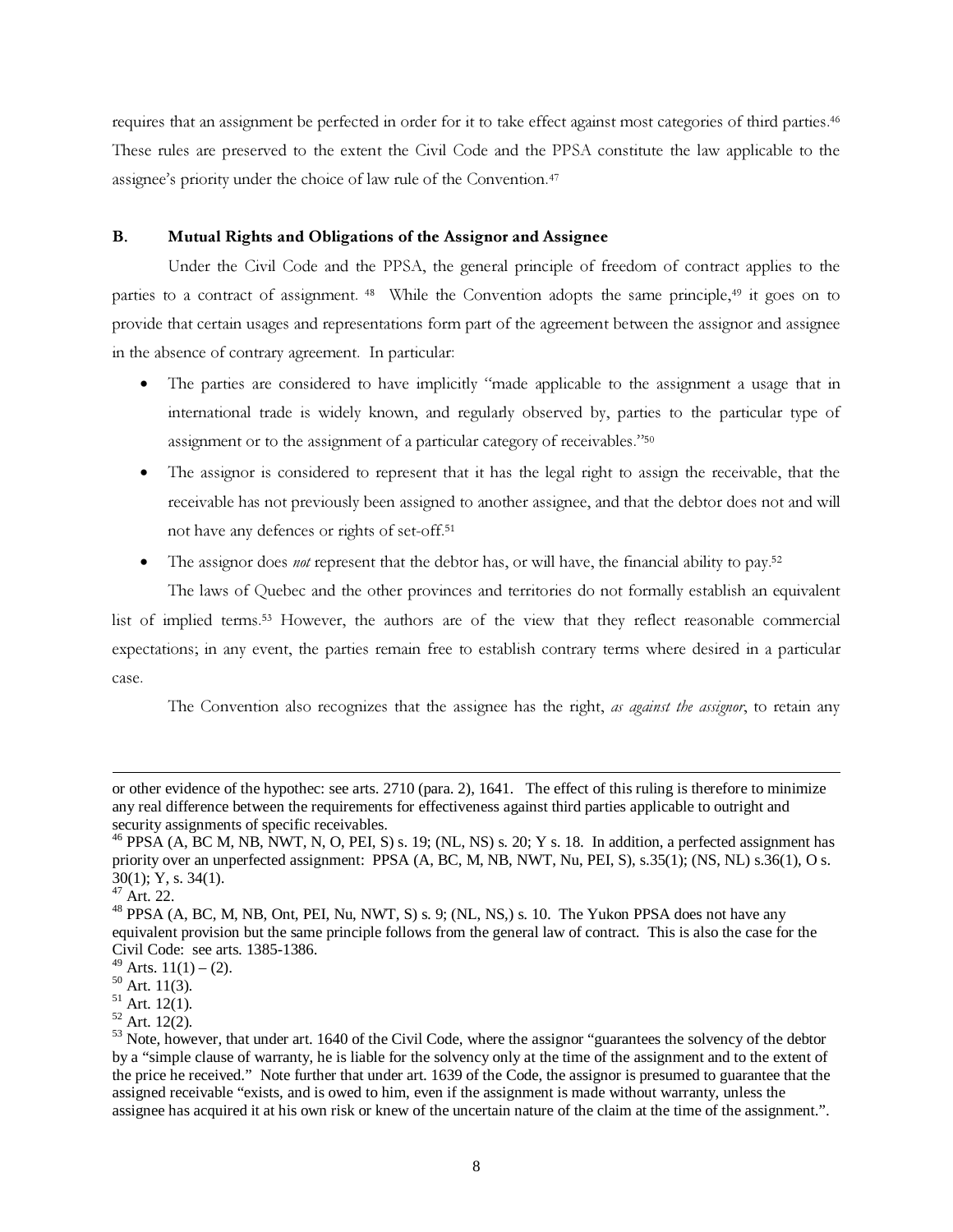requires that an assignment be perfected in order for it to take effect against most categories of third parties.[46] These rules are preserved to the extent the Civil Code and the PPSA constitute the law applicable to the assignee's priority under the choice of law rule of the Convention.[47]

### B. Mutual Rights and Obligations of the Assignor and Assignee

Under the Civil Code and the PPSA, the general principle of freedom of contract applies to the parties to a contract of assignment.[48] While the Convention adopts the same principle,[49] it goes on to provide that certain usages and representations form part of the agreement between the assignor and assignee in the absence of contrary agreement. In particular:

- The parties are considered to have implicitly "made applicable to the assignment a usage that in international trade is widely known, and regularly observed by, parties to the particular type of assignment or to the assignment of a particular category of receivables."[50]
- The assignor is considered to represent that it has the legal right to assign the receivable, that the receivable has not previously been assigned to another assignee, and that the debtor does not and will not have any defences or rights of set-off.[51]
- The assignor does *not* represent that the debtor has, or will have, the financial ability to pay.[52]

The laws of Quebec and the other provinces and territories do not formally establish an equivalent list of implied terms.[53] However, the authors are of the view that they reflect reasonable commercial expectations; in any event, the parties remain free to establish contrary terms where desired in a particular case.

The Convention also recognizes that the assignee has the right, *as against the assignor*, to retain any

---

or other evidence of the hypothec: see arts. 2710 (para. 2), 1641. The effect of this ruling is therefore to minimize any real difference between the requirements for effectiveness against third parties applicable to outright and security assignments of specific receivables.

[46] PPSA (A, BC M, NB, NWT, N, O, PEI, S) s. 19; (NL, NS) s. 20; Y s. 18. In addition, a perfected assignment has priority over an unperfected assignment: PPSA (A, BC, M, NB, NWT, Nu, PEI, S), s.35(1); (NS, NL) s.36(1), O s. 30(1); Y, s. 34(1).

[47] Art. 22.

[48] PPSA (A, BC, M, NB, Ont, PEI, Nu, NWT, S) s. 9; (NL, NS,) s. 10. The Yukon PPSA does not have any equivalent provision but the same principle follows from the general law of contract. This is also the case for the Civil Code: see arts. 1385-1386.

[49] Arts. 11(1) – (2).

[50] Art. 11(3).

[51] Art. 12(1).

[52] Art. 12(2).

[53] Note, however, that under art. 1640 of the Civil Code, where the assignor "guarantees the solvency of the debtor by a "simple clause of warranty, he is liable for the solvency only at the time of the assignment and to the extent of the price he received." Note further that under art. 1639 of the Code, the assignor is presumed to guarantee that the assigned receivable "exists, and is owed to him, even if the assignment is made without warranty, unless the assignee has acquired it at his own risk or knew of the uncertain nature of the claim at the time of the assignment.".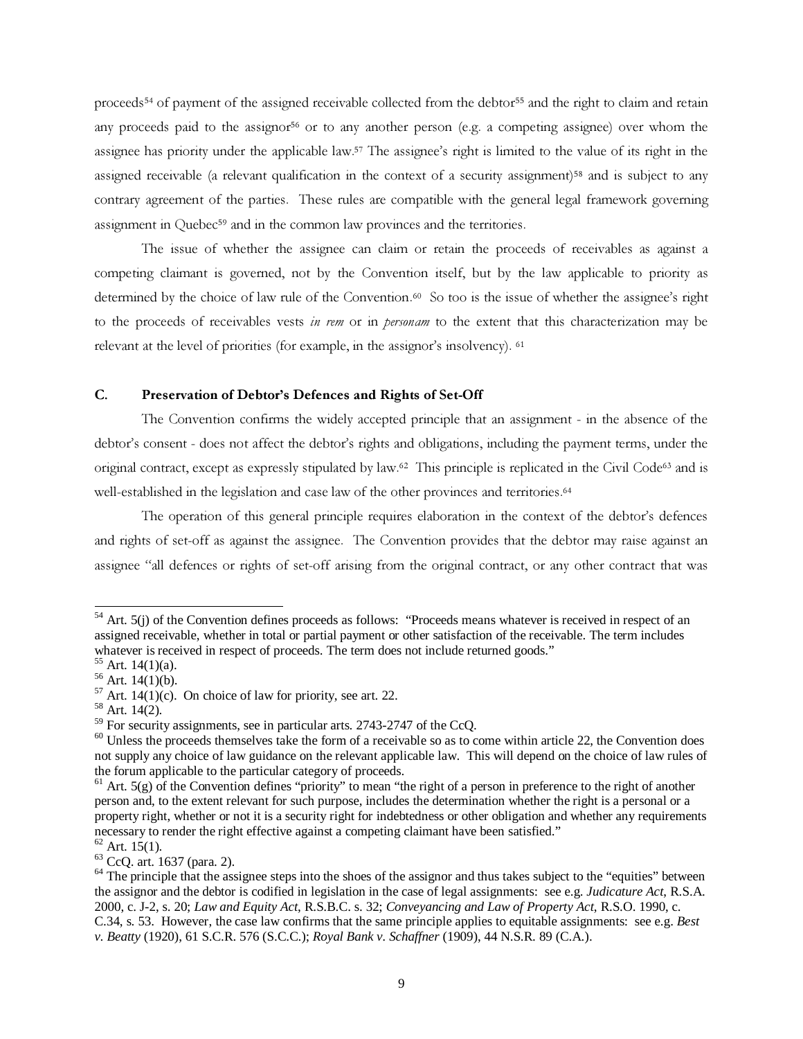proceeds[54] of payment of the assigned receivable collected from the debtor[55] and the right to claim and retain any proceeds paid to the assignor[56] or to any another person (e.g. a competing assignee) over whom the assignee has priority under the applicable law.[57] The assignee's right is limited to the value of its right in the assigned receivable (a relevant qualification in the context of a security assignment)[58] and is subject to any contrary agreement of the parties. These rules are compatible with the general legal framework governing assignment in Quebec[59] and in the common law provinces and the territories.

The issue of whether the assignee can claim or retain the proceeds of receivables as against a competing claimant is governed, not by the Convention itself, but by the law applicable to priority as determined by the choice of law rule of the Convention.[60] So too is the issue of whether the assignee's right to the proceeds of receivables vests *in rem* or in *personam* to the extent that this characterization may be relevant at the level of priorities (for example, in the assignor's insolvency).[61]

### C. Preservation of Debtor's Defences and Rights of Set-Off

The Convention confirms the widely accepted principle that an assignment - in the absence of the debtor's consent - does not affect the debtor's rights and obligations, including the payment terms, under the original contract, except as expressly stipulated by law.[62] This principle is replicated in the Civil Code[63] and is well-established in the legislation and case law of the other provinces and territories.[64]

The operation of this general principle requires elaboration in the context of the debtor's defences and rights of set-off as against the assignee. The Convention provides that the debtor may raise against an assignee "all defences or rights of set-off arising from the original contract, or any other contract that was

---

[54] Art. 5(j) of the Convention defines proceeds as follows: "Proceeds means whatever is received in respect of an assigned receivable, whether in total or partial payment or other satisfaction of the receivable. The term includes whatever is received in respect of proceeds. The term does not include returned goods."

[55] Art. 14(1)(a).

[56] Art. 14(1)(b).

[57] Art. 14(1)(c). On choice of law for priority, see art. 22.

[58] Art. 14(2).

[59] For security assignments, see in particular arts. 2743-2747 of the CcQ.

[60] Unless the proceeds themselves take the form of a receivable so as to come within article 22, the Convention does not supply any choice of law guidance on the relevant applicable law. This will depend on the choice of law rules of the forum applicable to the particular category of proceeds.

[61] Art. 5(g) of the Convention defines "priority" to mean "the right of a person in preference to the right of another person and, to the extent relevant for such purpose, includes the determination whether the right is a personal or a property right, whether or not it is a security right for indebtedness or other obligation and whether any requirements necessary to render the right effective against a competing claimant have been satisfied."

[62] Art. 15(1).

[63] CcQ. art. 1637 (para. 2).

[64] The principle that the assignee steps into the shoes of the assignor and thus takes subject to the "equities" between the assignor and the debtor is codified in legislation in the case of legal assignments: see e.g. *Judicature Act*, R.S.A. 2000, c. J-2, s. 20; *Law and Equity Act*, R.S.B.C. s. 32; *Conveyancing and Law of Property Act*, R.S.O. 1990, c. C.34, s. 53. However, the case law confirms that the same principle applies to equitable assignments: see e.g. *Best v. Beatty* (1920), 61 S.C.R. 576 (S.C.C.); *Royal Bank v. Schaffner* (1909), 44 N.S.R. 89 (C.A.).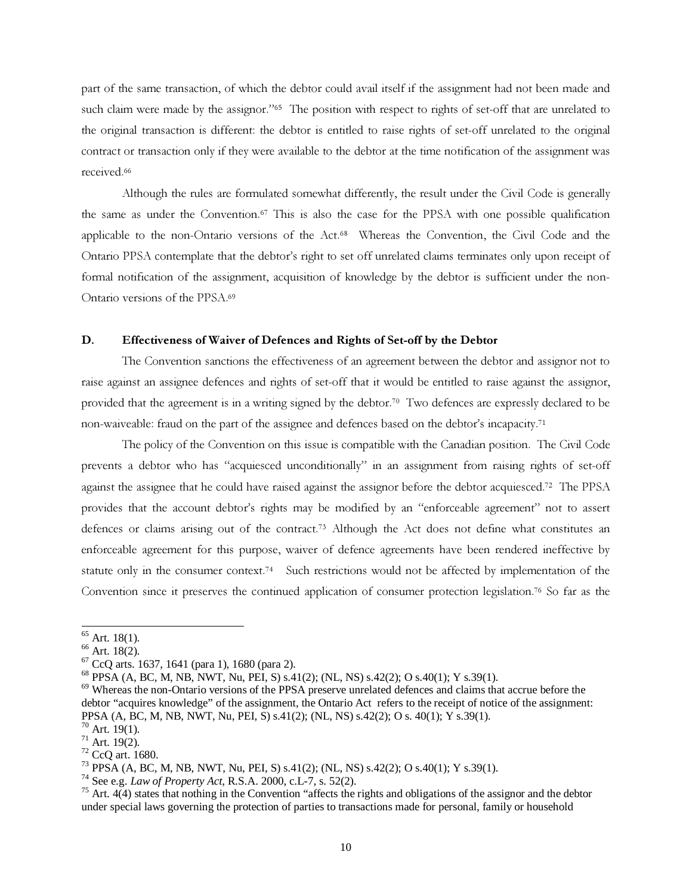part of the same transaction, of which the debtor could avail itself if the assignment had not been made and such claim were made by the assignor."[65] The position with respect to rights of set-off that are unrelated to the original transaction is different: the debtor is entitled to raise rights of set-off unrelated to the original contract or transaction only if they were available to the debtor at the time notification of the assignment was received.[66]

Although the rules are formulated somewhat differently, the result under the Civil Code is generally the same as under the Convention.[67] This is also the case for the PPSA with one possible qualification applicable to the non-Ontario versions of the Act.[68] Whereas the Convention, the Civil Code and the Ontario PPSA contemplate that the debtor's right to set off unrelated claims terminates only upon receipt of formal notification of the assignment, acquisition of knowledge by the debtor is sufficient under the non-Ontario versions of the PPSA.[69]

### D. Effectiveness of Waiver of Defences and Rights of Set-off by the Debtor

The Convention sanctions the effectiveness of an agreement between the debtor and assignor not to raise against an assignee defences and rights of set-off that it would be entitled to raise against the assignor, provided that the agreement is in a writing signed by the debtor.[70] Two defences are expressly declared to be non-waiveable: fraud on the part of the assignee and defences based on the debtor's incapacity.[71]

The policy of the Convention on this issue is compatible with the Canadian position. The Civil Code prevents a debtor who has "acquiesced unconditionally" in an assignment from raising rights of set-off against the assignee that he could have raised against the assignor before the debtor acquiesced.[72] The PPSA provides that the account debtor's rights may be modified by an "enforceable agreement" not to assert defences or claims arising out of the contract.[73] Although the Act does not define what constitutes an enforceable agreement for this purpose, waiver of defence agreements have been rendered ineffective by statute only in the consumer context.[74] Such restrictions would not be affected by implementation of the Convention since it preserves the continued application of consumer protection legislation.[76] So far as the

---

[65] Art. 18(1).
[66] Art. 18(2).
[67] CcQ arts. 1637, 1641 (para 1), 1680 (para 2).
[68] PPSA (A, BC, M, NB, NWT, Nu, PEI, S) s.41(2); (NL, NS) s.42(2); O s.40(1); Y s.39(1).
[69] Whereas the non-Ontario versions of the PPSA preserve unrelated defences and claims that accrue before the debtor "acquires knowledge" of the assignment, the Ontario Act refers to the receipt of notice of the assignment: PPSA (A, BC, M, NB, NWT, Nu, PEI, S) s.41(2); (NL, NS) s.42(2); O s. 40(1); Y s.39(1).
[70] Art. 19(1).
[71] Art. 19(2).
[72] CcQ art. 1680.
[73] PPSA (A, BC, M, NB, NWT, Nu, PEI, S) s.41(2); (NL, NS) s.42(2); O s.40(1); Y s.39(1).
[74] See e.g. *Law of Property Act*, R.S.A. 2000, c.L-7, s. 52(2).
[75] Art. 4(4) states that nothing in the Convention "affects the rights and obligations of the assignor and the debtor under special laws governing the protection of parties to transactions made for personal, family or household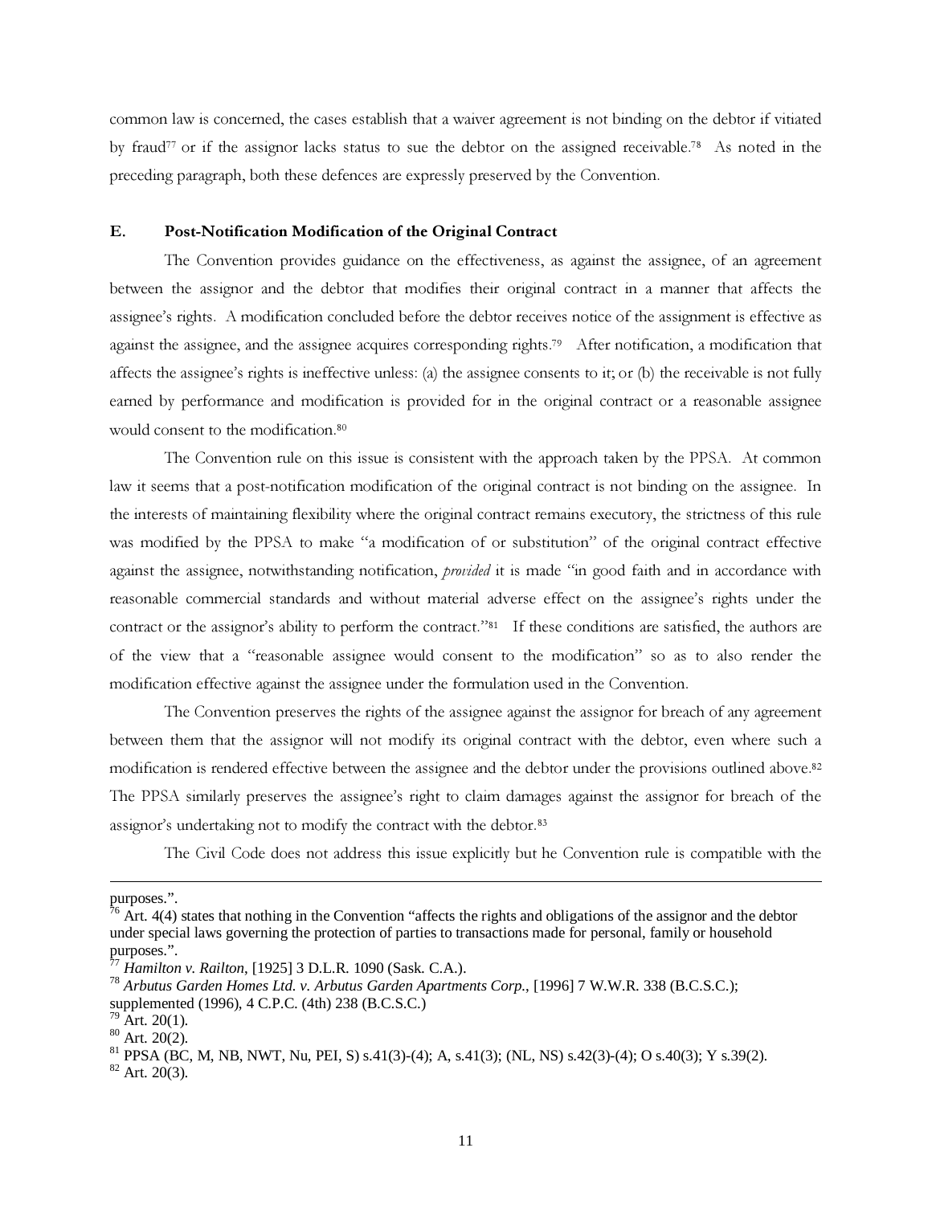common law is concerned, the cases establish that a waiver agreement is not binding on the debtor if vitiated by fraud[77] or if the assignor lacks status to sue the debtor on the assigned receivable.[78] As noted in the preceding paragraph, both these defences are expressly preserved by the Convention.

### E. Post-Notification Modification of the Original Contract

The Convention provides guidance on the effectiveness, as against the assignee, of an agreement between the assignor and the debtor that modifies their original contract in a manner that affects the assignee's rights. A modification concluded before the debtor receives notice of the assignment is effective as against the assignee, and the assignee acquires corresponding rights.[79] After notification, a modification that affects the assignee's rights is ineffective unless: (a) the assignee consents to it; or (b) the receivable is not fully earned by performance and modification is provided for in the original contract or a reasonable assignee would consent to the modification.[80]

The Convention rule on this issue is consistent with the approach taken by the PPSA. At common law it seems that a post-notification modification of the original contract is not binding on the assignee. In the interests of maintaining flexibility where the original contract remains executory, the strictness of this rule was modified by the PPSA to make "a modification of or substitution" of the original contract effective against the assignee, notwithstanding notification, *provided* it is made "in good faith and in accordance with reasonable commercial standards and without material adverse effect on the assignee's rights under the contract or the assignor's ability to perform the contract."[81] If these conditions are satisfied, the authors are of the view that a "reasonable assignee would consent to the modification" so as to also render the modification effective against the assignee under the formulation used in the Convention.

The Convention preserves the rights of the assignee against the assignor for breach of any agreement between them that the assignor will not modify its original contract with the debtor, even where such a modification is rendered effective between the assignee and the debtor under the provisions outlined above.[82] The PPSA similarly preserves the assignee's right to claim damages against the assignor for breach of the assignor's undertaking not to modify the contract with the debtor.[83]

The Civil Code does not address this issue explicitly but he Convention rule is compatible with the

---

purposes.".

[76] Art. 4(4) states that nothing in the Convention "affects the rights and obligations of the assignor and the debtor under special laws governing the protection of parties to transactions made for personal, family or household purposes.".

[77] *Hamilton v. Railton*, [1925] 3 D.L.R. 1090 (Sask. C.A.).

[78] *Arbutus Garden Homes Ltd. v. Arbutus Garden Apartments Corp.*, [1996] 7 W.W.R. 338 (B.C.S.C.); supplemented (1996), 4 C.P.C. (4th) 238 (B.C.S.C.)

[79] Art. 20(1).

[80] Art. 20(2).

[81] PPSA (BC, M, NB, NWT, Nu, PEI, S) s.41(3)-(4); A, s.41(3); (NL, NS) s.42(3)-(4); O s.40(3); Y s.39(2).

[82] Art. 20(3).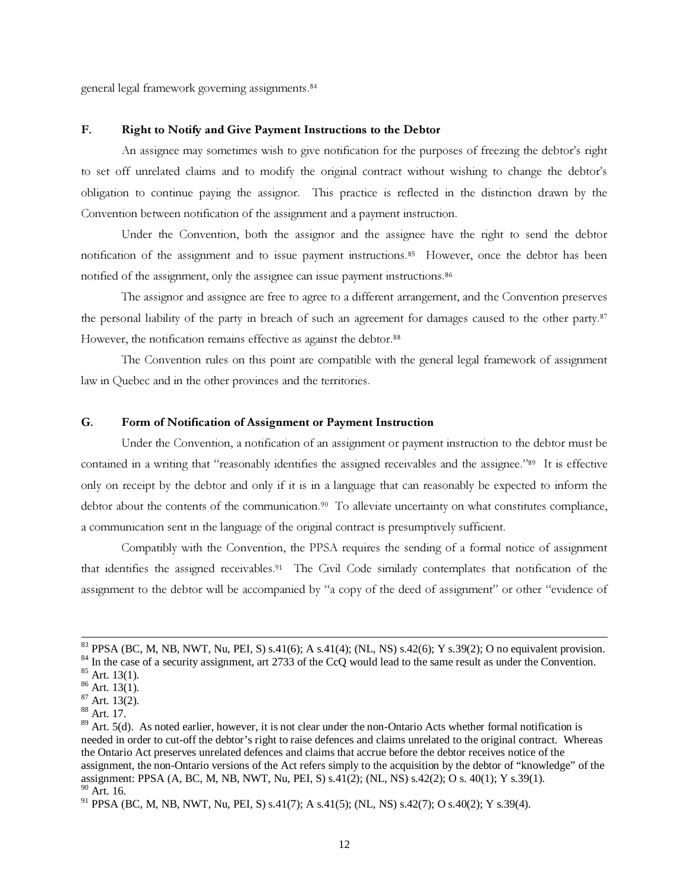general legal framework governing assignments.[84]

### F. Right to Notify and Give Payment Instructions to the Debtor

An assignee may sometimes wish to give notification for the purposes of freezing the debtor's right to set off unrelated claims and to modify the original contract without wishing to change the debtor's obligation to continue paying the assignor. This practice is reflected in the distinction drawn by the Convention between notification of the assignment and a payment instruction.

Under the Convention, both the assignor and the assignee have the right to send the debtor notification of the assignment and to issue payment instructions.[85] However, once the debtor has been notified of the assignment, only the assignee can issue payment instructions.[86]

The assignor and assignee are free to agree to a different arrangement, and the Convention preserves the personal liability of the party in breach of such an agreement for damages caused to the other party.[87] However, the notification remains effective as against the debtor.[88]

The Convention rules on this point are compatible with the general legal framework of assignment law in Quebec and in the other provinces and the territories.

### G. Form of Notification of Assignment or Payment Instruction

Under the Convention, a notification of an assignment or payment instruction to the debtor must be contained in a writing that "reasonably identifies the assigned receivables and the assignee."[89] It is effective only on receipt by the debtor and only if it is in a language that can reasonably be expected to inform the debtor about the contents of the communication.[90] To alleviate uncertainty on what constitutes compliance, a communication sent in the language of the original contract is presumptively sufficient.

Compatibly with the Convention, the PPSA requires the sending of a formal notice of assignment that identifies the assigned receivables.[91] The Civil Code similarly contemplates that notification of the assignment to the debtor will be accompanied by "a copy of the deed of assignment" or other "evidence of

---

[83] PPSA (BC, M, NB, NWT, Nu, PEI, S) s.41(6); A s.41(4); (NL, NS) s.42(6); Y s.39(2); O no equivalent provision.

[84] In the case of a security assignment, art 2733 of the CcQ would lead to the same result as under the Convention.

[85] Art. 13(1).

[86] Art. 13(1).

[87] Art. 13(2).

[88] Art. 17.

[89] Art. 5(d). As noted earlier, however, it is not clear under the non-Ontario Acts whether formal notification is needed in order to cut-off the debtor's right to raise defences and claims unrelated to the original contract. Whereas the Ontario Act preserves unrelated defences and claims that accrue before the debtor receives notice of the assignment, the non-Ontario versions of the Act refers simply to the acquisition by the debtor of "knowledge" of the assignment: PPSA (A, BC, M, NB, NWT, Nu, PEI, S) s.41(2); (NL, NS) s.42(2); O s. 40(1); Y s.39(1).

[90] Art. 16.

[91] PPSA (BC, M, NB, NWT, Nu, PEI, S) s.41(7); A s.41(5); (NL, NS) s.42(7); O s.40(2); Y s.39(4).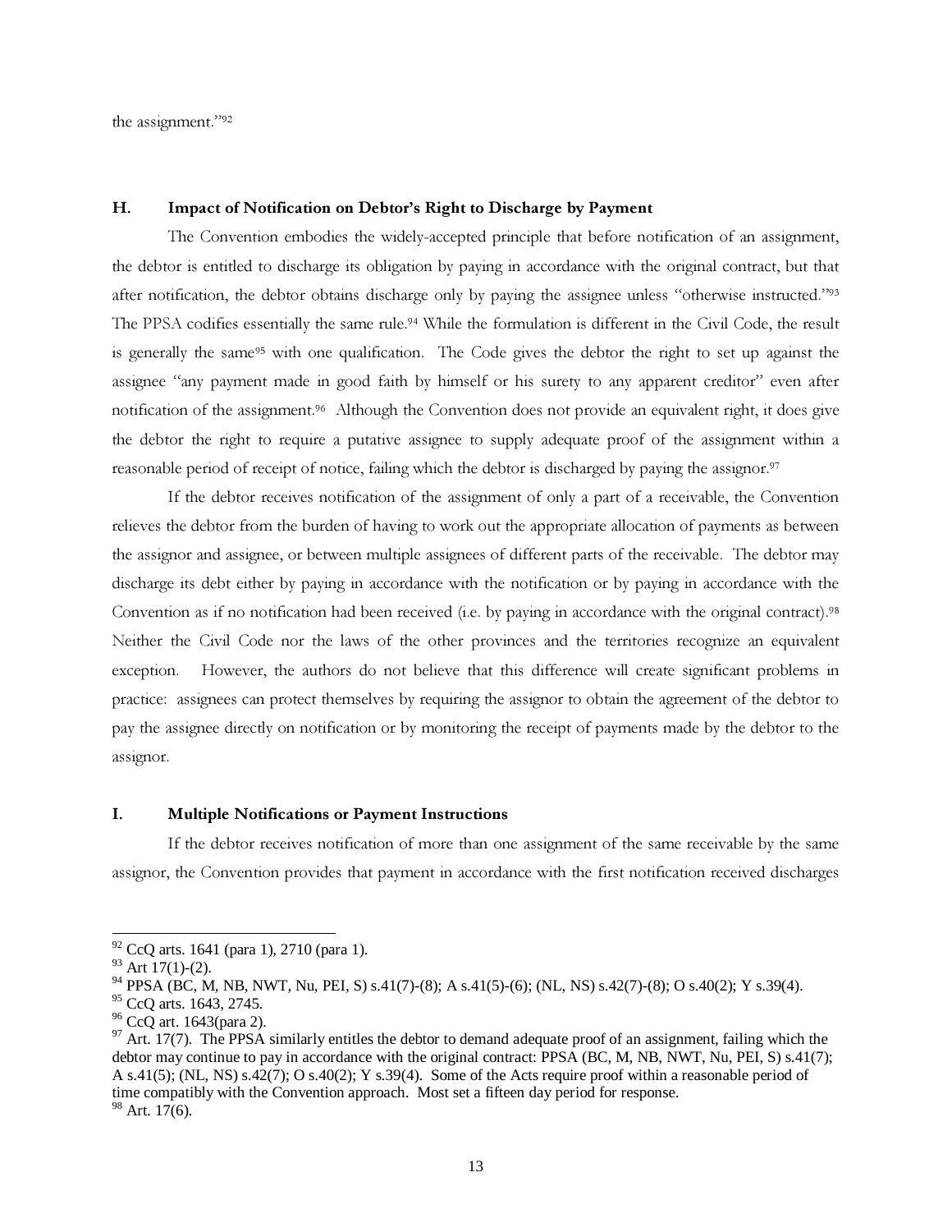the assignment."[92]

### H. Impact of Notification on Debtor's Right to Discharge by Payment

The Convention embodies the widely-accepted principle that before notification of an assignment, the debtor is entitled to discharge its obligation by paying in accordance with the original contract, but that after notification, the debtor obtains discharge only by paying the assignee unless "otherwise instructed."[93] The PPSA codifies essentially the same rule.[94] While the formulation is different in the Civil Code, the result is generally the same[95] with one qualification. The Code gives the debtor the right to set up against the assignee "any payment made in good faith by himself or his surety to any apparent creditor" even after notification of the assignment.[96] Although the Convention does not provide an equivalent right, it does give the debtor the right to require a putative assignee to supply adequate proof of the assignment within a reasonable period of receipt of notice, failing which the debtor is discharged by paying the assignor.[97]

If the debtor receives notification of the assignment of only a part of a receivable, the Convention relieves the debtor from the burden of having to work out the appropriate allocation of payments as between the assignor and assignee, or between multiple assignees of different parts of the receivable. The debtor may discharge its debt either by paying in accordance with the notification or by paying in accordance with the Convention as if no notification had been received (i.e. by paying in accordance with the original contract).[98] Neither the Civil Code nor the laws of the other provinces and the territories recognize an equivalent exception. However, the authors do not believe that this difference will create significant problems in practice: assignees can protect themselves by requiring the assignor to obtain the agreement of the debtor to pay the assignee directly on notification or by monitoring the receipt of payments made by the debtor to the assignor.

### I. Multiple Notifications or Payment Instructions

If the debtor receives notification of more than one assignment of the same receivable by the same assignor, the Convention provides that payment in accordance with the first notification received discharges

---

[92] CcQ arts. 1641 (para 1), 2710 (para 1).

[93] Art 17(1)-(2).

[94] PPSA (BC, M, NB, NWT, Nu, PEI, S) s.41(7)-(8); A s.41(5)-(6); (NL, NS) s.42(7)-(8); O s.40(2); Y s.39(4).

[95] CcQ arts. 1643, 2745.

[96] CcQ art. 1643(para 2).

[97] Art. 17(7). The PPSA similarly entitles the debtor to demand adequate proof of an assignment, failing which the debtor may continue to pay in accordance with the original contract: PPSA (BC, M, NB, NWT, Nu, PEI, S) s.41(7); A s.41(5); (NL, NS) s.42(7); O s.40(2); Y s.39(4). Some of the Acts require proof within a reasonable period of time compatibly with the Convention approach. Most set a fifteen day period for response.

[98] Art. 17(6).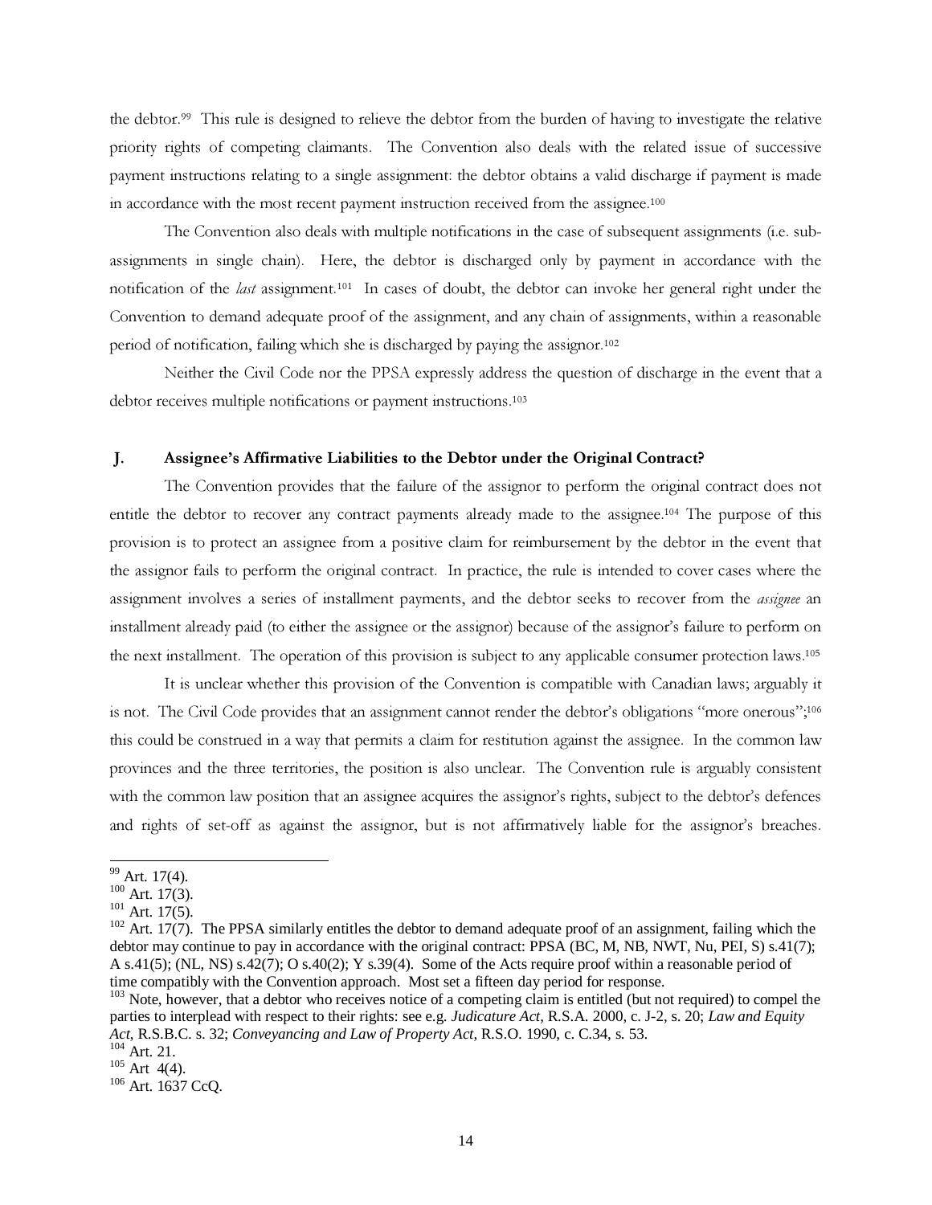the debtor.[99] This rule is designed to relieve the debtor from the burden of having to investigate the relative priority rights of competing claimants. The Convention also deals with the related issue of successive payment instructions relating to a single assignment: the debtor obtains a valid discharge if payment is made in accordance with the most recent payment instruction received from the assignee.[100]

The Convention also deals with multiple notifications in the case of subsequent assignments (i.e. sub-assignments in single chain). Here, the debtor is discharged only by payment in accordance with the notification of the *last* assignment.[101] In cases of doubt, the debtor can invoke her general right under the Convention to demand adequate proof of the assignment, and any chain of assignments, within a reasonable period of notification, failing which she is discharged by paying the assignor.[102]

Neither the Civil Code nor the PPSA expressly address the question of discharge in the event that a debtor receives multiple notifications or payment instructions.[103]

### J. Assignee's Affirmative Liabilities to the Debtor under the Original Contract?

The Convention provides that the failure of the assignor to perform the original contract does not entitle the debtor to recover any contract payments already made to the assignee.[104] The purpose of this provision is to protect an assignee from a positive claim for reimbursement by the debtor in the event that the assignor fails to perform the original contract. In practice, the rule is intended to cover cases where the assignment involves a series of installment payments, and the debtor seeks to recover from the *assignee* an installment already paid (to either the assignee or the assignor) because of the assignor's failure to perform on the next installment. The operation of this provision is subject to any applicable consumer protection laws.[105]

It is unclear whether this provision of the Convention is compatible with Canadian laws; arguably it is not. The Civil Code provides that an assignment cannot render the debtor's obligations "more onerous";[106] this could be construed in a way that permits a claim for restitution against the assignee. In the common law provinces and the three territories, the position is also unclear. The Convention rule is arguably consistent with the common law position that an assignee acquires the assignor's rights, subject to the debtor's defences and rights of set-off as against the assignor, but is not affirmatively liable for the assignor's breaches.

---

[99] Art. 17(4).

[100] Art. 17(3).

[101] Art. 17(5).

[102] Art. 17(7). The PPSA similarly entitles the debtor to demand adequate proof of an assignment, failing which the debtor may continue to pay in accordance with the original contract: PPSA (BC, M, NB, NWT, Nu, PEI, S) s.41(7); A s.41(5); (NL, NS) s.42(7); O s.40(2); Y s.39(4). Some of the Acts require proof within a reasonable period of time compatibly with the Convention approach. Most set a fifteen day period for response.

[103] Note, however, that a debtor who receives notice of a competing claim is entitled (but not required) to compel the parties to interplead with respect to their rights: see e.g. *Judicature Act*, R.S.A. 2000, c. J-2, s. 20; *Law and Equity Act*, R.S.B.C. s. 32; *Conveyancing and Law of Property Act*, R.S.O. 1990, c. C.34, s. 53.

[104] Art. 21.

[105] Art 4(4).

[106] Art. 1637 CcQ.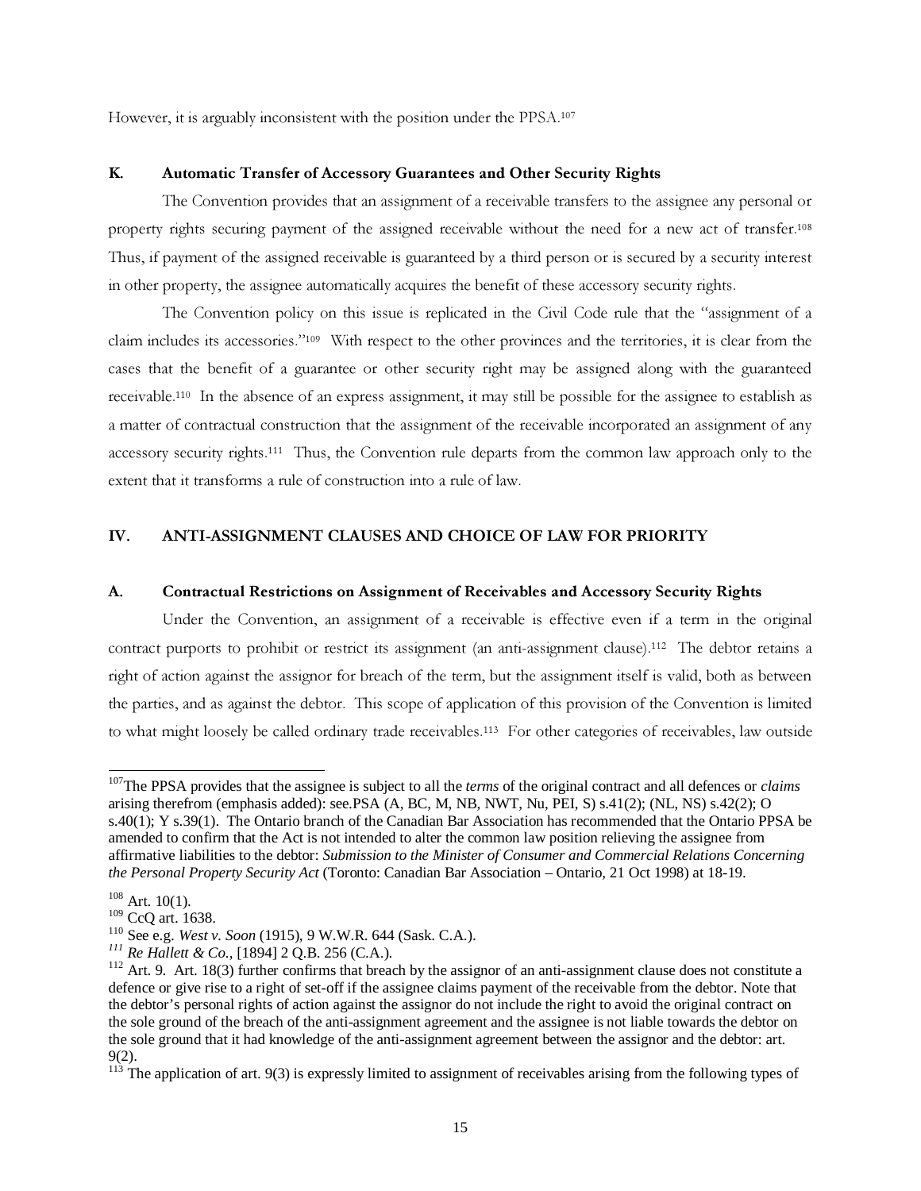However, it is arguably inconsistent with the position under the PPSA.[107]

### K. Automatic Transfer of Accessory Guarantees and Other Security Rights

The Convention provides that an assignment of a receivable transfers to the assignee any personal or property rights securing payment of the assigned receivable without the need for a new act of transfer.[108] Thus, if payment of the assigned receivable is guaranteed by a third person or is secured by a security interest in other property, the assignee automatically acquires the benefit of these accessory security rights.

The Convention policy on this issue is replicated in the Civil Code rule that the "assignment of a claim includes its accessories."[109] With respect to the other provinces and the territories, it is clear from the cases that the benefit of a guarantee or other security right may be assigned along with the guaranteed receivable.[110] In the absence of an express assignment, it may still be possible for the assignee to establish as a matter of contractual construction that the assignment of the receivable incorporated an assignment of any accessory security rights.[111] Thus, the Convention rule departs from the common law approach only to the extent that it transforms a rule of construction into a rule of law.

## IV. ANTI-ASSIGNMENT CLAUSES AND CHOICE OF LAW FOR PRIORITY

### A. Contractual Restrictions on Assignment of Receivables and Accessory Security Rights

Under the Convention, an assignment of a receivable is effective even if a term in the original contract purports to prohibit or restrict its assignment (an anti-assignment clause).[112] The debtor retains a right of action against the assignor for breach of the term, but the assignment itself is valid, both as between the parties, and as against the debtor. This scope of application of this provision of the Convention is limited to what might loosely be called ordinary trade receivables.[113] For other categories of receivables, law outside

---

[107] The PPSA provides that the assignee is subject to all the *terms* of the original contract and all defences or *claims* arising therefrom (emphasis added): see.PSA (A, BC, M, NB, NWT, Nu, PEI, S) s.41(2); (NL, NS) s.42(2); O s.40(1); Y s.39(1). The Ontario branch of the Canadian Bar Association has recommended that the Ontario PPSA be amended to confirm that the Act is not intended to alter the common law position relieving the assignee from affirmative liabilities to the debtor: *Submission to the Minister of Consumer and Commercial Relations Concerning the Personal Property Security Act* (Toronto: Canadian Bar Association – Ontario, 21 Oct 1998) at 18-19.

[108] Art. 10(1).

[109] CcQ art. 1638.

[110] See e.g. *West v. Soon* (1915), 9 W.W.R. 644 (Sask. C.A.).

[111] *Re Hallett & Co.*, [1894] 2 Q.B. 256 (C.A.).

[112] Art. 9. Art. 18(3) further confirms that breach by the assignor of an anti-assignment clause does not constitute a defence or give rise to a right of set-off if the assignee claims payment of the receivable from the debtor. Note that the debtor's personal rights of action against the assignor do not include the right to avoid the original contract on the sole ground of the breach of the anti-assignment agreement and the assignee is not liable towards the debtor on the sole ground that it had knowledge of the anti-assignment agreement between the assignor and the debtor: art. 9(2).

[113] The application of art. 9(3) is expressly limited to assignment of receivables arising from the following types of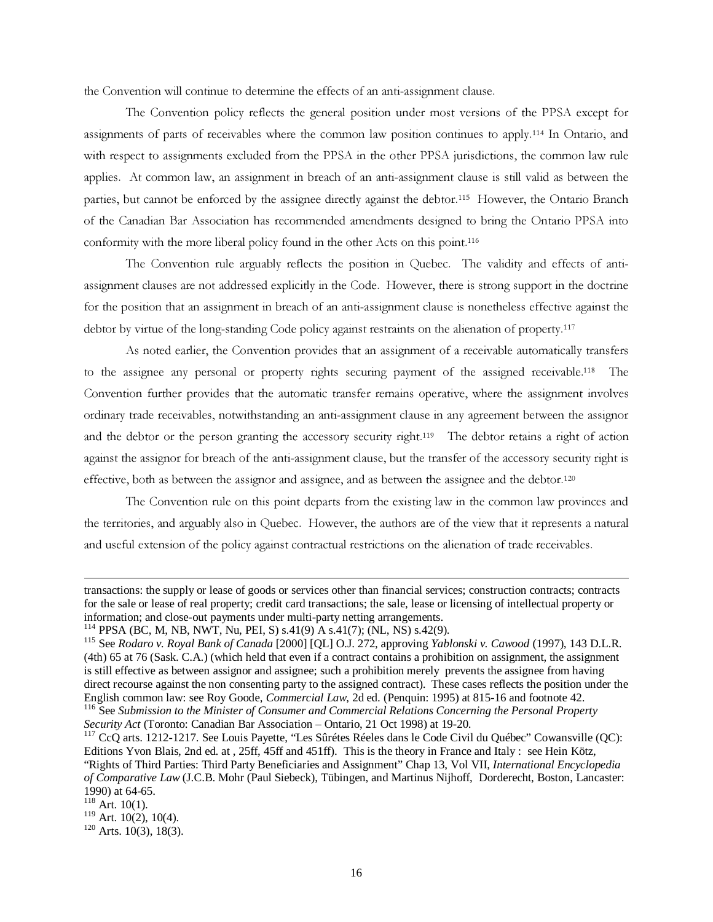the Convention will continue to determine the effects of an anti-assignment clause.

The Convention policy reflects the general position under most versions of the PPSA except for assignments of parts of receivables where the common law position continues to apply.[114] In Ontario, and with respect to assignments excluded from the PPSA in the other PPSA jurisdictions, the common law rule applies. At common law, an assignment in breach of an anti-assignment clause is still valid as between the parties, but cannot be enforced by the assignee directly against the debtor.[115] However, the Ontario Branch of the Canadian Bar Association has recommended amendments designed to bring the Ontario PPSA into conformity with the more liberal policy found in the other Acts on this point.[116]

The Convention rule arguably reflects the position in Quebec. The validity and effects of anti-assignment clauses are not addressed explicitly in the Code. However, there is strong support in the doctrine for the position that an assignment in breach of an anti-assignment clause is nonetheless effective against the debtor by virtue of the long-standing Code policy against restraints on the alienation of property.[117]

As noted earlier, the Convention provides that an assignment of a receivable automatically transfers to the assignee any personal or property rights securing payment of the assigned receivable.[118] The Convention further provides that the automatic transfer remains operative, where the assignment involves ordinary trade receivables, notwithstanding an anti-assignment clause in any agreement between the assignor and the debtor or the person granting the accessory security right.[119] The debtor retains a right of action against the assignor for breach of the anti-assignment clause, but the transfer of the accessory security right is effective, both as between the assignor and assignee, and as between the assignee and the debtor.[120]

The Convention rule on this point departs from the existing law in the common law provinces and the territories, and arguably also in Quebec. However, the authors are of the view that it represents a natural and useful extension of the policy against contractual restrictions on the alienation of trade receivables.

---

transactions: the supply or lease of goods or services other than financial services; construction contracts; contracts for the sale or lease of real property; credit card transactions; the sale, lease or licensing of intellectual property or information; and close-out payments under multi-party netting arrangements.

[114] PPSA (BC, M, NB, NWT, Nu, PEI, S) s.41(9) A s.41(7); (NL, NS) s.42(9).

[115] See *Rodaro v. Royal Bank of Canada* [2000] [QL] O.J. 272, approving *Yablonski v. Cawood* (1997), 143 D.L.R. (4th) 65 at 76 (Sask. C.A.) (which held that even if a contract contains a prohibition on assignment, the assignment is still effective as between assignor and assignee; such a prohibition merely prevents the assignee from having direct recourse against the non consenting party to the assigned contract). These cases reflects the position under the English common law: see Roy Goode, *Commercial Law*, 2d ed. (Penquin: 1995) at 815-16 and footnote 42.

[116] See *Submission to the Minister of Consumer and Commercial Relations Concerning the Personal Property Security Act* (Toronto: Canadian Bar Association – Ontario, 21 Oct 1998) at 19-20.

[117] CcQ arts. 1212-1217. See Louis Payette, "Les Sûrétes Réeles dans le Code Civil du Québec" Cowansville (QC): Editions Yvon Blais, 2nd ed. at , 25ff, 45ff and 451ff). This is the theory in France and Italy : see Hein Kötz, "Rights of Third Parties: Third Party Beneficiaries and Assignment" Chap 13, Vol VII, *International Encyclopedia of Comparative Law* (J.C.B. Mohr (Paul Siebeck), Tübingen, and Martinus Nijhoff, Dorderecht, Boston, Lancaster: 1990) at 64-65.

[118] Art. 10(1).

[119] Art. 10(2), 10(4).

[120] Arts. 10(3), 18(3).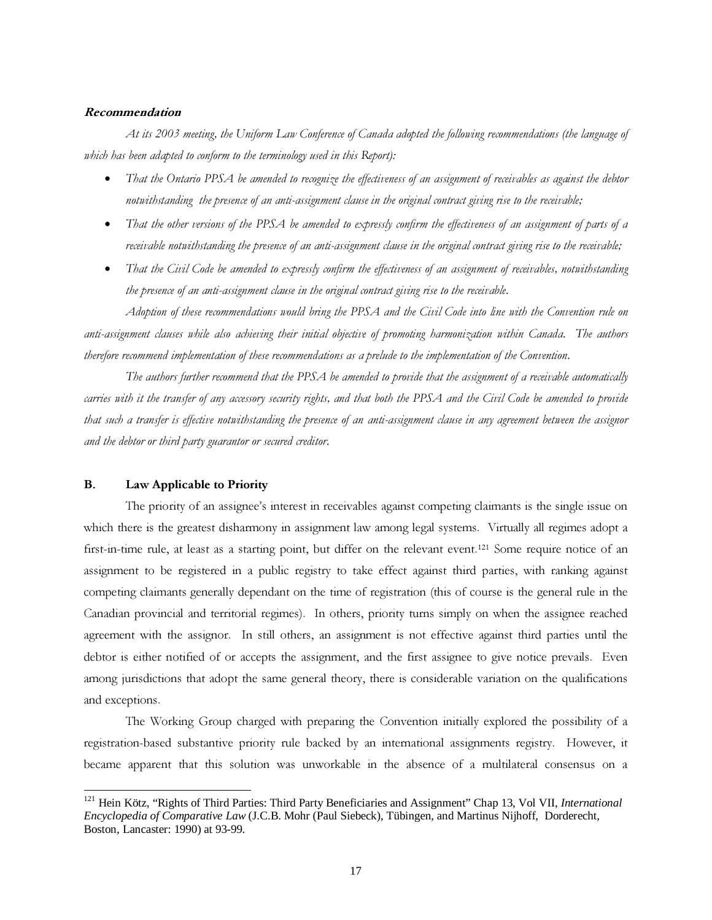***Recommendation***

*At its 2003 meeting, the Uniform Law Conference of Canada adopted the following recommendations (the language of which has been adapted to conform to the terminology used in this Report):*

- *That the Ontario PPSA be amended to recognize the effectiveness of an assignment of receivables as against the debtor notwithstanding the presence of an anti-assignment clause in the original contract giving rise to the receivable;*
- *That the other versions of the PPSA be amended to expressly confirm the effectiveness of an assignment of parts of a receivable notwithstanding the presence of an anti-assignment clause in the original contract giving rise to the receivable;*
- *That the Civil Code be amended to expressly confirm the effectiveness of an assignment of receivables, notwithstanding the presence of an anti-assignment clause in the original contract giving rise to the receivable.*

*Adoption of these recommendations would bring the PPSA and the Civil Code into line with the Convention rule on anti-assignment clauses while also achieving their initial objective of promoting harmonization within Canada. The authors therefore recommend implementation of these recommendations as a prelude to the implementation of the Convention.*

*The authors further recommend that the PPSA be amended to provide that the assignment of a receivable automatically carries with it the transfer of any accessory security rights, and that both the PPSA and the Civil Code be amended to provide that such a transfer is effective notwithstanding the presence of an anti-assignment clause in any agreement between the assignor and the debtor or third party guarantor or secured creditor.*

## B. Law Applicable to Priority

The priority of an assignee's interest in receivables against competing claimants is the single issue on which there is the greatest disharmony in assignment law among legal systems. Virtually all regimes adopt a first-in-time rule, at least as a starting point, but differ on the relevant event.[121] Some require notice of an assignment to be registered in a public registry to take effect against third parties, with ranking against competing claimants generally dependant on the time of registration (this of course is the general rule in the Canadian provincial and territorial regimes). In others, priority turns simply on when the assignee reached agreement with the assignor. In still others, an assignment is not effective against third parties until the debtor is either notified of or accepts the assignment, and the first assignee to give notice prevails. Even among jurisdictions that adopt the same general theory, there is considerable variation on the qualifications and exceptions.

The Working Group charged with preparing the Convention initially explored the possibility of a registration-based substantive priority rule backed by an international assignments registry. However, it became apparent that this solution was unworkable in the absence of a multilateral consensus on a

---

[121] Hein Kötz, "Rights of Third Parties: Third Party Beneficiaries and Assignment" Chap 13, Vol VII, *International Encyclopedia of Comparative Law* (J.C.B. Mohr (Paul Siebeck), Tübingen, and Martinus Nijhoff, Dorderecht, Boston, Lancaster: 1990) at 93-99.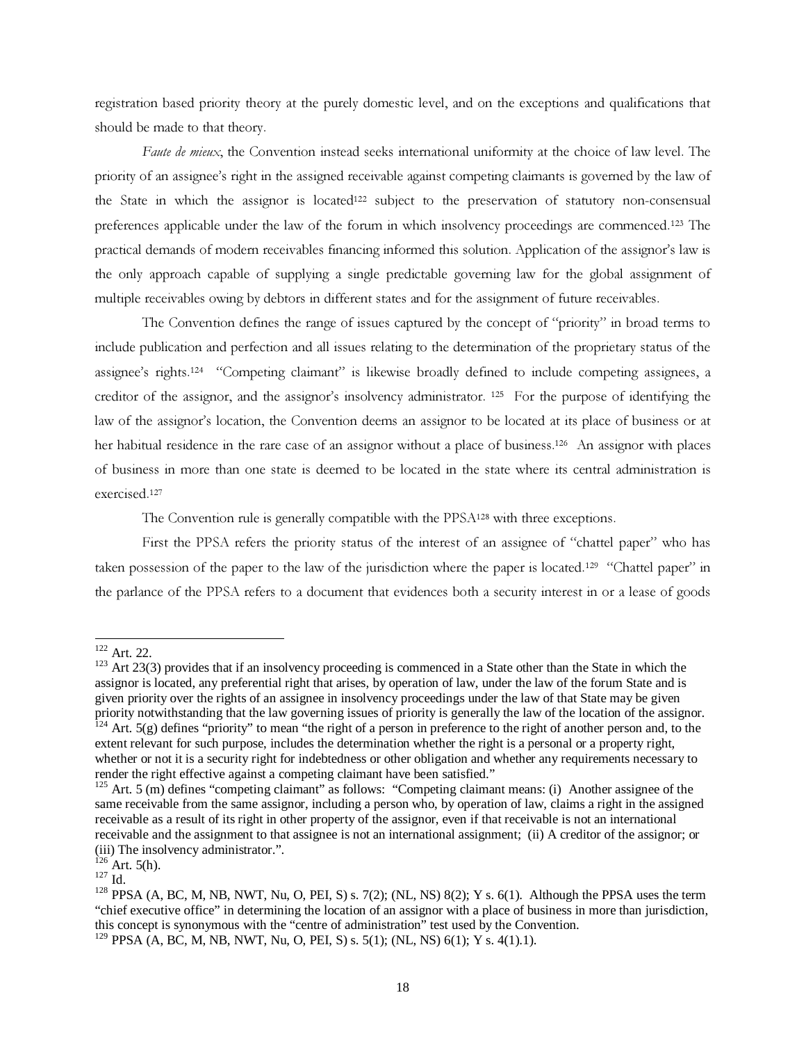registration based priority theory at the purely domestic level, and on the exceptions and qualifications that should be made to that theory.

*Faute de mieux*, the Convention instead seeks international uniformity at the choice of law level. The priority of an assignee's right in the assigned receivable against competing claimants is governed by the law of the State in which the assignor is located[122] subject to the preservation of statutory non-consensual preferences applicable under the law of the forum in which insolvency proceedings are commenced.[123] The practical demands of modern receivables financing informed this solution. Application of the assignor's law is the only approach capable of supplying a single predictable governing law for the global assignment of multiple receivables owing by debtors in different states and for the assignment of future receivables.

The Convention defines the range of issues captured by the concept of "priority" in broad terms to include publication and perfection and all issues relating to the determination of the proprietary status of the assignee's rights.[124] "Competing claimant" is likewise broadly defined to include competing assignees, a creditor of the assignor, and the assignor's insolvency administrator.[125] For the purpose of identifying the law of the assignor's location, the Convention deems an assignor to be located at its place of business or at her habitual residence in the rare case of an assignor without a place of business.[126] An assignor with places of business in more than one state is deemed to be located in the state where its central administration is exercised.[127]

The Convention rule is generally compatible with the PPSA[128] with three exceptions.

First the PPSA refers the priority status of the interest of an assignee of "chattel paper" who has taken possession of the paper to the law of the jurisdiction where the paper is located.[129] "Chattel paper" in the parlance of the PPSA refers to a document that evidences both a security interest in or a lease of goods

---

[122] Art. 22.

[123] Art 23(3) provides that if an insolvency proceeding is commenced in a State other than the State in which the assignor is located, any preferential right that arises, by operation of law, under the law of the forum State and is given priority over the rights of an assignee in insolvency proceedings under the law of that State may be given priority notwithstanding that the law governing issues of priority is generally the law of the location of the assignor.

[124] Art. 5(g) defines "priority" to mean "the right of a person in preference to the right of another person and, to the extent relevant for such purpose, includes the determination whether the right is a personal or a property right, whether or not it is a security right for indebtedness or other obligation and whether any requirements necessary to render the right effective against a competing claimant have been satisfied."

[125] Art. 5 (m) defines "competing claimant" as follows: "Competing claimant means: (i) Another assignee of the same receivable from the same assignor, including a person who, by operation of law, claims a right in the assigned receivable as a result of its right in other property of the assignor, even if that receivable is not an international receivable and the assignment to that assignee is not an international assignment; (ii) A creditor of the assignor; or (iii) The insolvency administrator.".

[126] Art. 5(h).

[127] Id.

[128] PPSA (A, BC, M, NB, NWT, Nu, O, PEI, S) s. 7(2); (NL, NS) 8(2); Y s. 6(1). Although the PPSA uses the term "chief executive office" in determining the location of an assignor with a place of business in more than jurisdiction, this concept is synonymous with the "centre of administration" test used by the Convention.

[129] PPSA (A, BC, M, NB, NWT, Nu, O, PEI, S) s. 5(1); (NL, NS) 6(1); Y s. 4(1).1).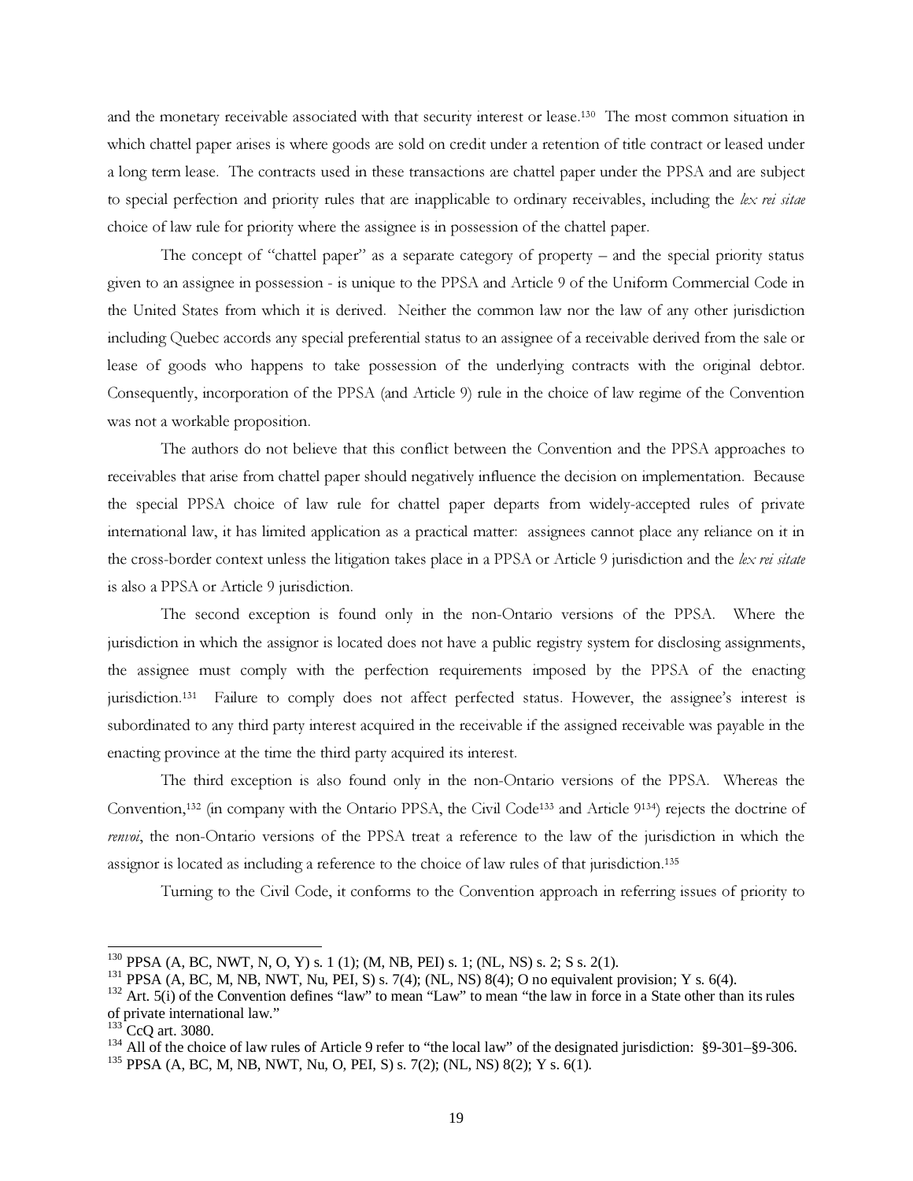and the monetary receivable associated with that security interest or lease.[130] The most common situation in which chattel paper arises is where goods are sold on credit under a retention of title contract or leased under a long term lease. The contracts used in these transactions are chattel paper under the PPSA and are subject to special perfection and priority rules that are inapplicable to ordinary receivables, including the *lex rei sitae* choice of law rule for priority where the assignee is in possession of the chattel paper.

The concept of "chattel paper" as a separate category of property – and the special priority status given to an assignee in possession - is unique to the PPSA and Article 9 of the Uniform Commercial Code in the United States from which it is derived. Neither the common law nor the law of any other jurisdiction including Quebec accords any special preferential status to an assignee of a receivable derived from the sale or lease of goods who happens to take possession of the underlying contracts with the original debtor. Consequently, incorporation of the PPSA (and Article 9) rule in the choice of law regime of the Convention was not a workable proposition.

The authors do not believe that this conflict between the Convention and the PPSA approaches to receivables that arise from chattel paper should negatively influence the decision on implementation. Because the special PPSA choice of law rule for chattel paper departs from widely-accepted rules of private international law, it has limited application as a practical matter: assignees cannot place any reliance on it in the cross-border context unless the litigation takes place in a PPSA or Article 9 jurisdiction and the *lex rei sitate* is also a PPSA or Article 9 jurisdiction.

The second exception is found only in the non-Ontario versions of the PPSA. Where the jurisdiction in which the assignor is located does not have a public registry system for disclosing assignments, the assignee must comply with the perfection requirements imposed by the PPSA of the enacting jurisdiction.[131] Failure to comply does not affect perfected status. However, the assignee's interest is subordinated to any third party interest acquired in the receivable if the assigned receivable was payable in the enacting province at the time the third party acquired its interest.

The third exception is also found only in the non-Ontario versions of the PPSA. Whereas the Convention,[132] (in company with the Ontario PPSA, the Civil Code[133] and Article 9[134]) rejects the doctrine of *renvoi*, the non-Ontario versions of the PPSA treat a reference to the law of the jurisdiction in which the assignor is located as including a reference to the choice of law rules of that jurisdiction.[135]

Turning to the Civil Code, it conforms to the Convention approach in referring issues of priority to

---

[130] PPSA (A, BC, NWT, N, O, Y) s. 1 (1); (M, NB, PEI) s. 1; (NL, NS) s. 2; S s. 2(1).

[131] PPSA (A, BC, M, NB, NWT, Nu, PEI, S) s. 7(4); (NL, NS) 8(4); O no equivalent provision; Y s. 6(4).

[132] Art. 5(i) of the Convention defines "law" to mean "Law" to mean "the law in force in a State other than its rules of private international law."

[133] CcQ art. 3080.

[134] All of the choice of law rules of Article 9 refer to "the local law" of the designated jurisdiction: §9-301–§9-306.

[135] PPSA (A, BC, M, NB, NWT, Nu, O, PEI, S) s. 7(2); (NL, NS) 8(2); Y s. 6(1).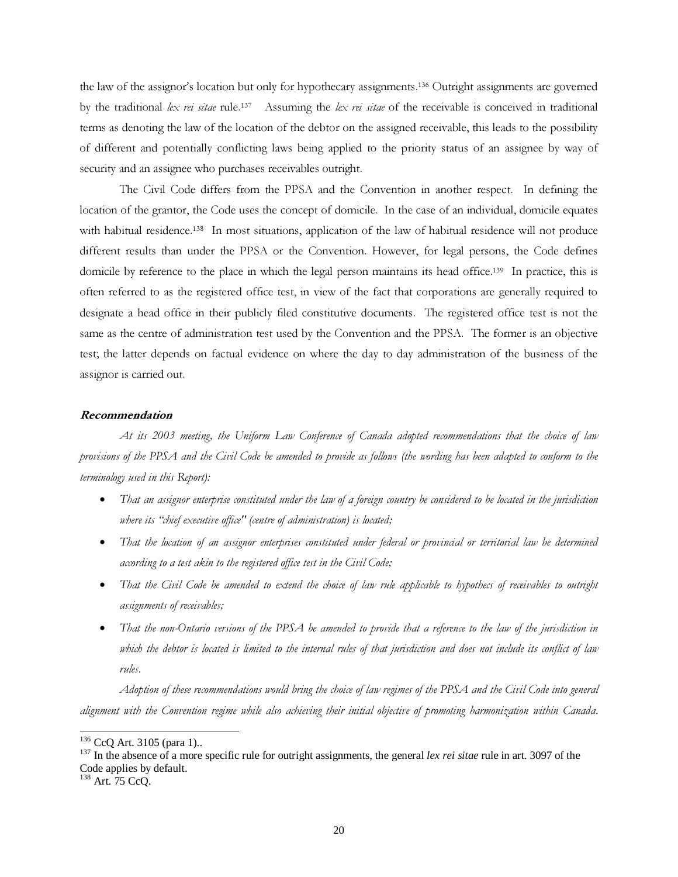the law of the assignor's location but only for hypothecary assignments.[136] Outright assignments are governed by the traditional *lex rei sitae* rule.[137] Assuming the *lex rei sitae* of the receivable is conceived in traditional terms as denoting the law of the location of the debtor on the assigned receivable, this leads to the possibility of different and potentially conflicting laws being applied to the priority status of an assignee by way of security and an assignee who purchases receivables outright.

The Civil Code differs from the PPSA and the Convention in another respect. In defining the location of the grantor, the Code uses the concept of domicile. In the case of an individual, domicile equates with habitual residence.[138] In most situations, application of the law of habitual residence will not produce different results than under the PPSA or the Convention. However, for legal persons, the Code defines domicile by reference to the place in which the legal person maintains its head office.[139] In practice, this is often referred to as the registered office test, in view of the fact that corporations are generally required to designate a head office in their publicly filed constitutive documents. The registered office test is not the same as the centre of administration test used by the Convention and the PPSA. The former is an objective test; the latter depends on factual evidence on where the day to day administration of the business of the assignor is carried out.

#### *Recommendation*

*At its 2003 meeting, the Uniform Law Conference of Canada adopted recommendations that the choice of law provisions of the PPSA and the Civil Code be amended to provide as follows (the wording has been adapted to conform to the terminology used in this Report):*

- *That an assignor enterprise constituted under the law of a foreign country be considered to be located in the jurisdiction where its "chief executive office" (centre of administration) is located;*
- *That the location of an assignor enterprises constituted under federal or provincial or territorial law be determined according to a test akin to the registered office test in the Civil Code;*
- *That the Civil Code be amended to extend the choice of law rule applicable to hypothecs of receivables to outright assignments of receivables;*
- *That the non-Ontario versions of the PPSA be amended to provide that a reference to the law of the jurisdiction in which the debtor is located is limited to the internal rules of that jurisdiction and does not include its conflict of law rules.*

*Adoption of these recommendations would bring the choice of law regimes of the PPSA and the Civil Code into general alignment with the Convention regime while also achieving their initial objective of promoting harmonization within Canada.*

---

[136] CcQ Art. 3105 (para 1)..

[137] In the absence of a more specific rule for outright assignments, the general *lex rei sitae* rule in art. 3097 of the Code applies by default.

[138] Art. 75 CcQ.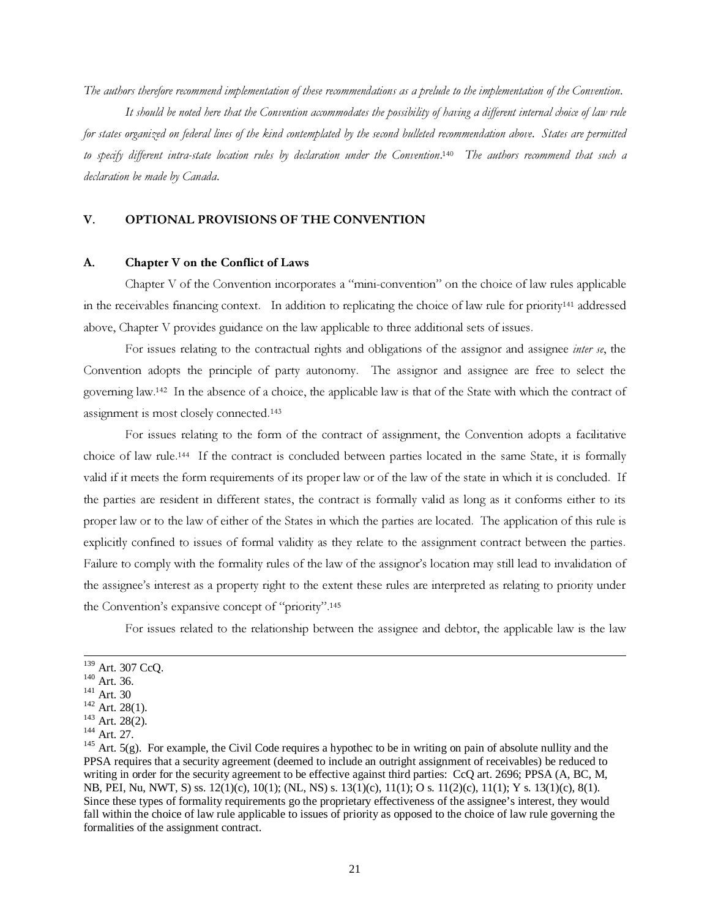*The authors therefore recommend implementation of these recommendations as a prelude to the implementation of the Convention.*

*It should be noted here that the Convention accommodates the possibility of having a different internal choice of law rule for states organized on federal lines of the kind contemplated by the second bulleted recommendation above. States are permitted to specify different intra-state location rules by declaration under the Convention.*[140] *The authors recommend that such a declaration be made by Canada.*

## V. OPTIONAL PROVISIONS OF THE CONVENTION

### A. Chapter V on the Conflict of Laws

Chapter V of the Convention incorporates a "mini-convention" on the choice of law rules applicable in the receivables financing context. In addition to replicating the choice of law rule for priority[141] addressed above, Chapter V provides guidance on the law applicable to three additional sets of issues.

For issues relating to the contractual rights and obligations of the assignor and assignee *inter se*, the Convention adopts the principle of party autonomy. The assignor and assignee are free to select the governing law.[142] In the absence of a choice, the applicable law is that of the State with which the contract of assignment is most closely connected.[143]

For issues relating to the form of the contract of assignment, the Convention adopts a facilitative choice of law rule.[144] If the contract is concluded between parties located in the same State, it is formally valid if it meets the form requirements of its proper law or of the law of the state in which it is concluded. If the parties are resident in different states, the contract is formally valid as long as it conforms either to its proper law or to the law of either of the States in which the parties are located. The application of this rule is explicitly confined to issues of formal validity as they relate to the assignment contract between the parties. Failure to comply with the formality rules of the law of the assignor's location may still lead to invalidation of the assignee's interest as a property right to the extent these rules are interpreted as relating to priority under the Convention's expansive concept of "priority".[145]

For issues related to the relationship between the assignee and debtor, the applicable law is the law

---

[139] Art. 307 CcQ.

[140] Art. 36.

[141] Art. 30

[142] Art. 28(1).

[143] Art. 28(2).

[144] Art. 27.

[145] Art. 5(g). For example, the Civil Code requires a hypothec to be in writing on pain of absolute nullity and the PPSA requires that a security agreement (deemed to include an outright assignment of receivables) be reduced to writing in order for the security agreement to be effective against third parties: CcQ art. 2696; PPSA (A, BC, M, NB, PEI, Nu, NWT, S) ss. 12(1)(c), 10(1); (NL, NS) s. 13(1)(c), 11(1); O s. 11(2)(c), 11(1); Y s. 13(1)(c), 8(1). Since these types of formality requirements go the proprietary effectiveness of the assignee's interest, they would fall within the choice of law rule applicable to issues of priority as opposed to the choice of law rule governing the formalities of the assignment contract.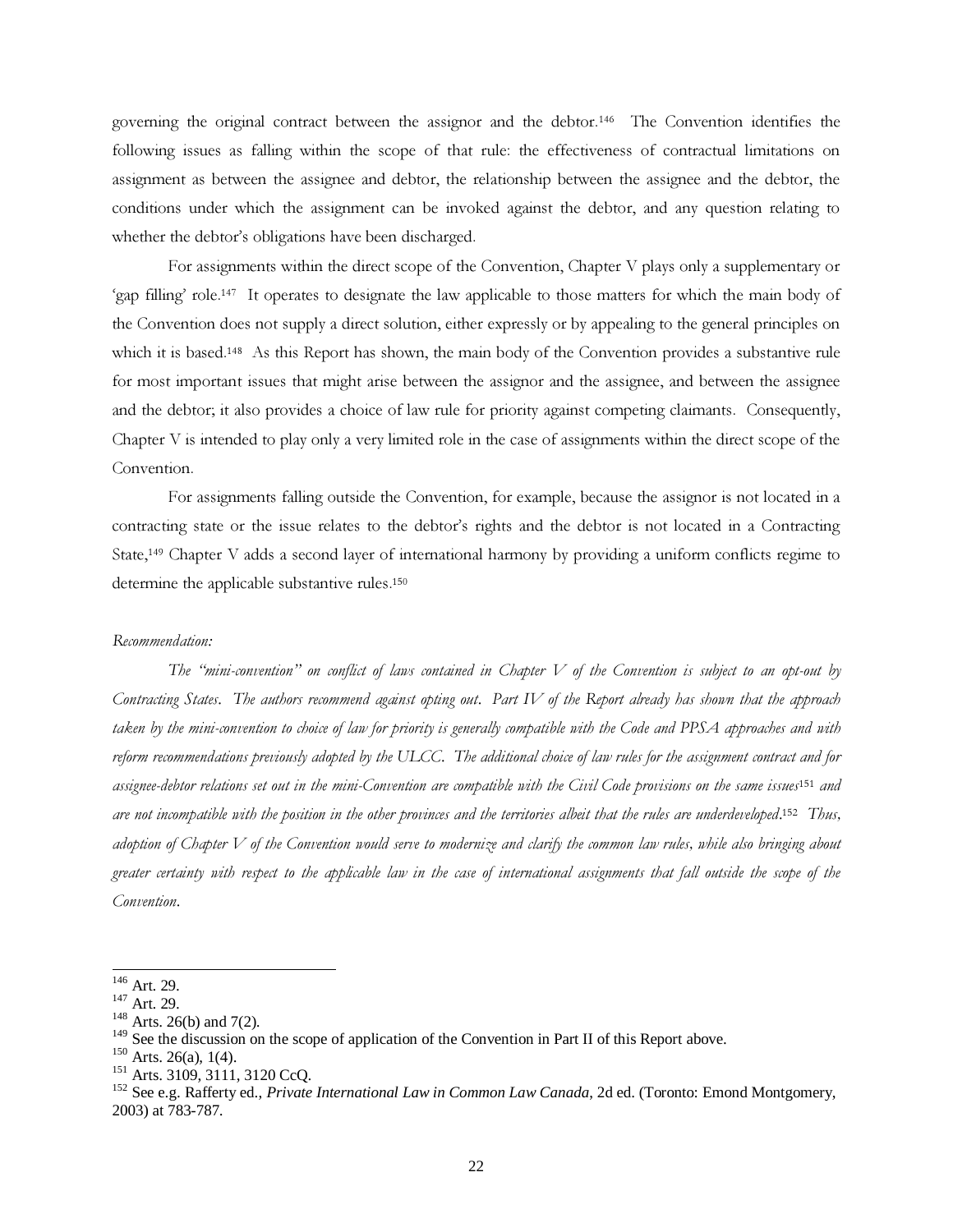governing the original contract between the assignor and the debtor.[146] The Convention identifies the following issues as falling within the scope of that rule: the effectiveness of contractual limitations on assignment as between the assignee and debtor, the relationship between the assignee and the debtor, the conditions under which the assignment can be invoked against the debtor, and any question relating to whether the debtor's obligations have been discharged.

For assignments within the direct scope of the Convention, Chapter V plays only a supplementary or 'gap filling' role.[147] It operates to designate the law applicable to those matters for which the main body of the Convention does not supply a direct solution, either expressly or by appealing to the general principles on which it is based.[148] As this Report has shown, the main body of the Convention provides a substantive rule for most important issues that might arise between the assignor and the assignee, and between the assignee and the debtor; it also provides a choice of law rule for priority against competing claimants. Consequently, Chapter V is intended to play only a very limited role in the case of assignments within the direct scope of the Convention.

For assignments falling outside the Convention, for example, because the assignor is not located in a contracting state or the issue relates to the debtor's rights and the debtor is not located in a Contracting State,[149] Chapter V adds a second layer of international harmony by providing a uniform conflicts regime to determine the applicable substantive rules.[150]

*Recommendation:*

*The "mini-convention" on conflict of laws contained in Chapter V of the Convention is subject to an opt-out by Contracting States. The authors recommend against opting out. Part IV of the Report already has shown that the approach taken by the mini-convention to choice of law for priority is generally compatible with the Code and PPSA approaches and with reform recommendations previously adopted by the ULCC. The additional choice of law rules for the assignment contract and for assignee-debtor relations set out in the mini-Convention are compatible with the Civil Code provisions on the same issues*[151] *and are not incompatible with the position in the other provinces and the territories albeit that the rules are underdeveloped.*[152] *Thus, adoption of Chapter V of the Convention would serve to modernize and clarify the common law rules, while also bringing about greater certainty with respect to the applicable law in the case of international assignments that fall outside the scope of the Convention.*

---

[146] Art. 29.
[147] Art. 29.
[148] Arts. 26(b) and 7(2).
[149] See the discussion on the scope of application of the Convention in Part II of this Report above.
[150] Arts. 26(a), 1(4).
[151] Arts. 3109, 3111, 3120 CcQ.
[152] See e.g. Rafferty ed., *Private International Law in Common Law Canada*, 2d ed. (Toronto: Emond Montgomery, 2003) at 783-787.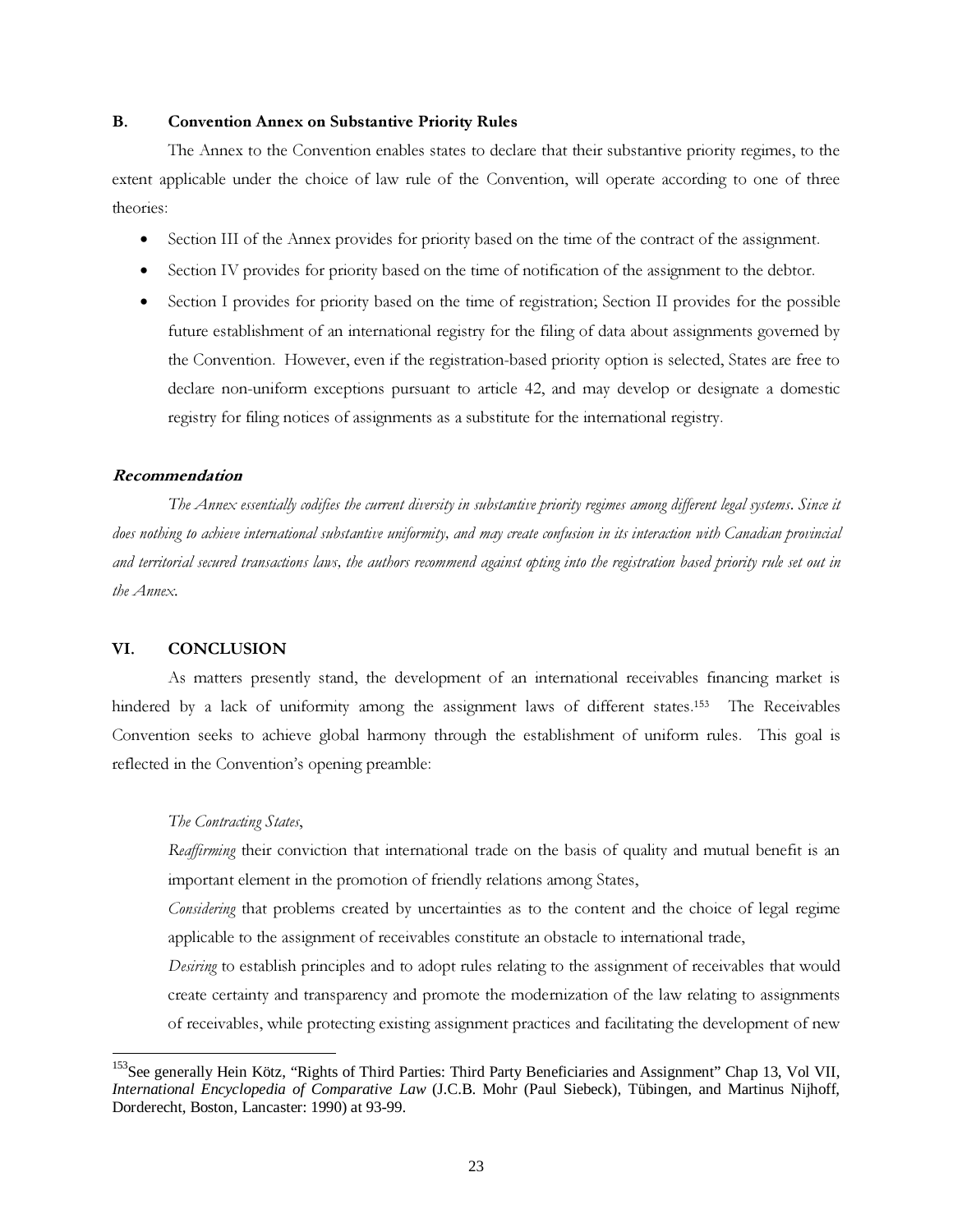### B. Convention Annex on Substantive Priority Rules

The Annex to the Convention enables states to declare that their substantive priority regimes, to the extent applicable under the choice of law rule of the Convention, will operate according to one of three theories:

- Section III of the Annex provides for priority based on the time of the contract of the assignment.
- Section IV provides for priority based on the time of notification of the assignment to the debtor.
- Section I provides for priority based on the time of registration; Section II provides for the possible future establishment of an international registry for the filing of data about assignments governed by the Convention. However, even if the registration-based priority option is selected, States are free to declare non-uniform exceptions pursuant to article 42, and may develop or designate a domestic registry for filing notices of assignments as a substitute for the international registry.

***Recommendation***

*The Annex essentially codifies the current diversity in substantive priority regimes among different legal systems. Since it does nothing to achieve international substantive uniformity, and may create confusion in its interaction with Canadian provincial and territorial secured transactions laws, the authors recommend against opting into the registration based priority rule set out in the Annex.*

## VI. CONCLUSION

As matters presently stand, the development of an international receivables financing market is hindered by a lack of uniformity among the assignment laws of different states.[153] The Receivables Convention seeks to achieve global harmony through the establishment of uniform rules. This goal is reflected in the Convention's opening preamble:

> *The Contracting States*,
>
> *Reaffirming* their conviction that international trade on the basis of quality and mutual benefit is an important element in the promotion of friendly relations among States,
>
> *Considering* that problems created by uncertainties as to the content and the choice of legal regime applicable to the assignment of receivables constitute an obstacle to international trade,
>
> *Desiring* to establish principles and to adopt rules relating to the assignment of receivables that would create certainty and transparency and promote the modernization of the law relating to assignments of receivables, while protecting existing assignment practices and facilitating the development of new

---

[153] See generally Hein Kötz, "Rights of Third Parties: Third Party Beneficiaries and Assignment" Chap 13, Vol VII, *International Encyclopedia of Comparative Law* (J.C.B. Mohr (Paul Siebeck), Tübingen, and Martinus Nijhoff, Dorderecht, Boston, Lancaster: 1990) at 93-99.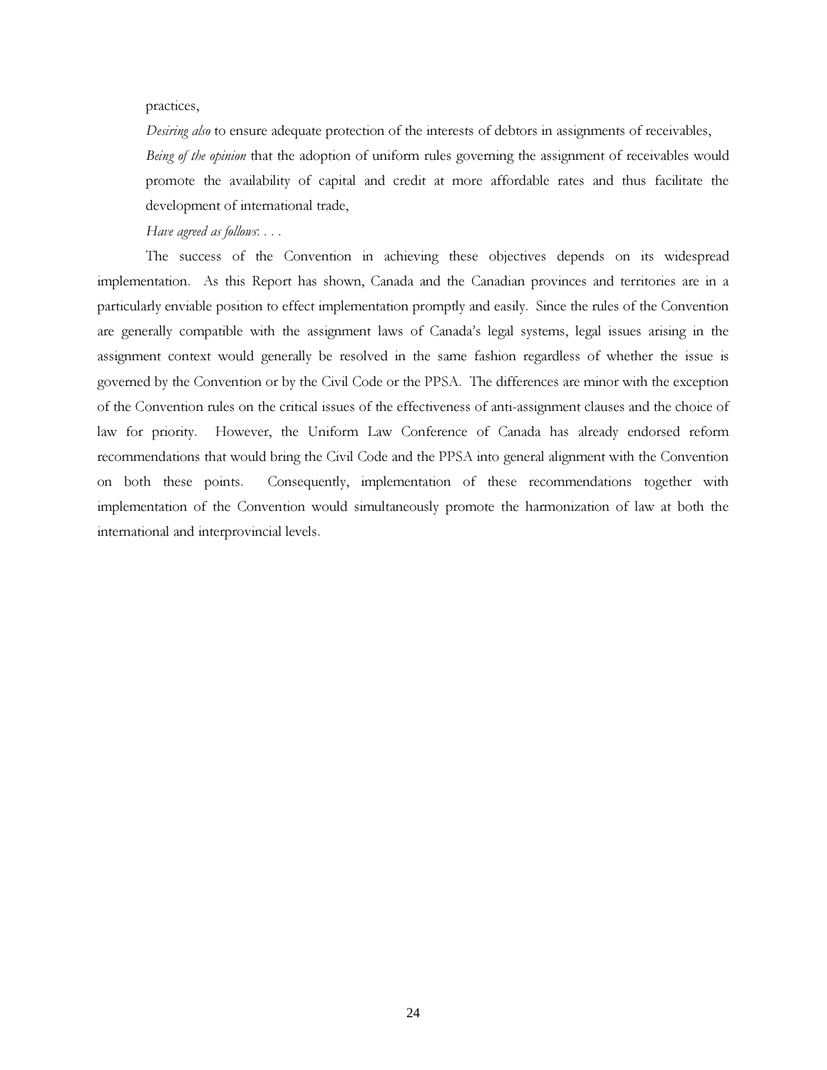practices,

*Desiring also* to ensure adequate protection of the interests of debtors in assignments of receivables,

*Being of the opinion* that the adoption of uniform rules governing the assignment of receivables would promote the availability of capital and credit at more affordable rates and thus facilitate the development of international trade,

*Have agreed as follows*: . . .

The success of the Convention in achieving these objectives depends on its widespread implementation. As this Report has shown, Canada and the Canadian provinces and territories are in a particularly enviable position to effect implementation promptly and easily. Since the rules of the Convention are generally compatible with the assignment laws of Canada's legal systems, legal issues arising in the assignment context would generally be resolved in the same fashion regardless of whether the issue is governed by the Convention or by the Civil Code or the PPSA. The differences are minor with the exception of the Convention rules on the critical issues of the effectiveness of anti-assignment clauses and the choice of law for priority. However, the Uniform Law Conference of Canada has already endorsed reform recommendations that would bring the Civil Code and the PPSA into general alignment with the Convention on both these points. Consequently, implementation of these recommendations together with implementation of the Convention would simultaneously promote the harmonization of law at both the international and interprovincial levels.